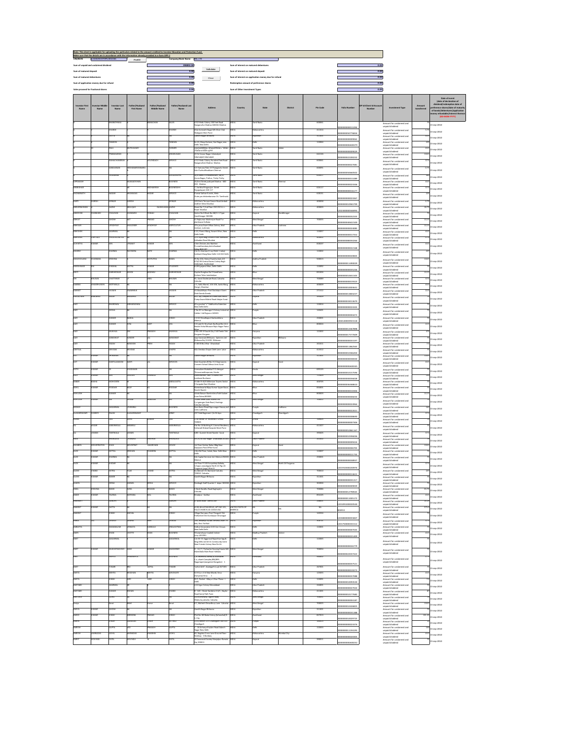Note: This sheet is applicable for uploading the particulars related to the amount credited to Investor Education and Protection Fund.
Make sure that the details are in accordance with the information already provided in e-form IEPF-1

| | |
|---|---|
| CIN/BCIN | |
| Company/Bank Name | |
| Sum of unpaid and unclaimed dividend | 398892.00 |
| Sum of matured deposit | 0.00 |
| Sum of matured debentures | 0.00 |
| Sum of application money due for refund | 0.00 |
| Sales proceed for fractional shares | 0.00 |
| Sum of interest on matured debentures | 0.00 |
| Sum of interest on matured deposit | 0.00 |
| Sum of interest on application money due for refund | 0.00 |
| Redemption amount of preference shares | 0.00 |
| Sum of Other Investment Types | 0.00 |

| Investor First Name | Investor Middle Name | Investor Last Name | Father/Husband First Name | Father/Husband Middle Name | Father/Husband Last Name | Address | Country | State | District | Pin Code | Folio Number | DP Id-Client Id-Account Number | Investment Type | Amount transferred | Date of event (date of declaration of dividend/redemption date of preference shares/date of maturity of bonds/debentures/application money refundable/interest thereon (DD-MON-YYYY)) |
|---|---|---|---|---|---|---|---|---|---|---|---|---|---|---|---|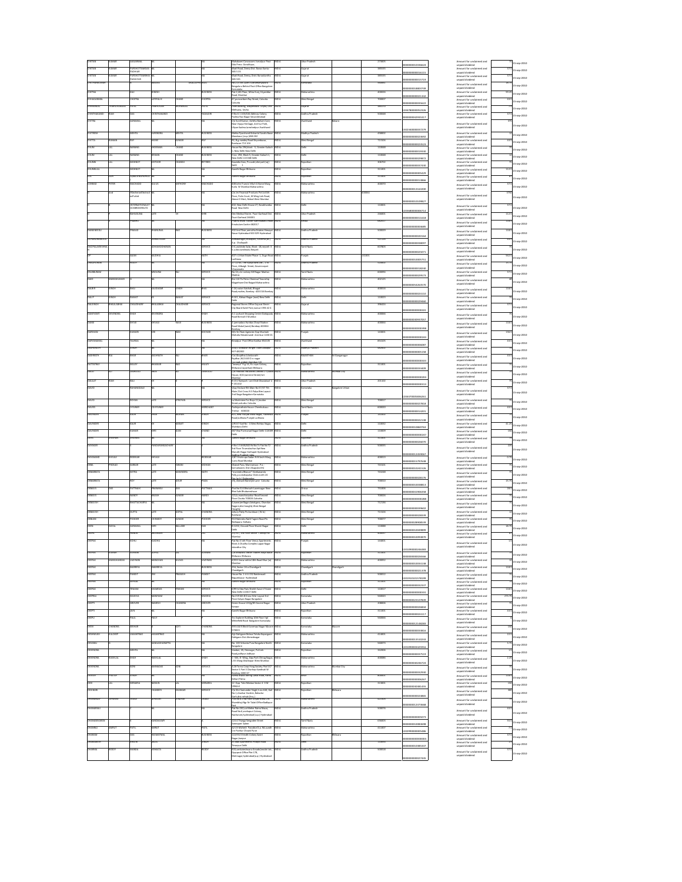| | | | | | | | | | | | | | | |
|---|---|---|---|---|---|---|---|---|---|---|---|---|---|---|
| CHETAN | KUMAR | AGGARWAL | NA | | | NA | Mahalaxmi Concessions Ismailpur Post Gita Press Gorakhpur | INDIA | Uttar Pradesh | | 273015 | 0000000010336624 | Amount for unclaimed and unpaid dividend | 7 | 15-sep-2010 |
| CHETAN | KUMAR | PURSHOTTAMBHAI PADHIYAR | NA | | | NA | Wadi Road, Deesa Dist. Banaskantha 385 535 | INDIA | Gujarat | | 385535 | 0000000000026115 | Amount for unclaimed and unpaid dividend | 57.5 | 15-sep-2010 |
| CHETAN | KUMAR | PURSHOTTAMBHAI PADHIYAR | NA | | | NA | Wadi Road, Deesa Dist. Banaskantha 385 535 | INDIA | Gujarat | | 385535 | 0000000000015719 | Amount for unclaimed and unpaid dividend | 57.5 | 15-sep-2010 |
| CHETHANKUMAR | | | | | | | Bangalore Behind Post Office Bangalore Karnataka | INDIA | Karnataka | | | 0000000018804709 | Amount for unclaimed and unpaid dividend | 16.5 | 15-sep-2010 |
| CHETNA | | RAJ | SINGH | | | BUSINESS | Flat 2,4th Floor, Mitra Kunj 18 Jambhe Road, Mumbai | INDIA | Maharashtra | | 400026 | 0000000000021342 | Amount for unclaimed and unpaid dividend | 99.2 | 15-sep-2010 |
| CHHANDARNAL | | CHOPRA | LATERALIX | CHAND | CHOPRA | NA | 67,parvatinam Ray Street, Calcutta Calcutta | INDIA | West Bengal | | 700007 | 0000000000035622 | Amount for unclaimed and unpaid dividend | 63.5 | 15-sep-2010 |
| CHHAGANLAL | | PATEL | | | | | Mehsana, Unjha | INDIA | Gujarat | | | 1204780000052326 | Amount for unclaimed and unpaid dividend | 7 | 15-sep-2010 |
| CHINTHAKANDI | RAM | DAS | CHINTHAKANDI | | | VARIOUS | H No 8-1-105/164 Address Colony Padma Rao Nagar Secunderabad | INDIA | Andhra Pradesh | | 500044 | 0000000062930517 | Amount for unclaimed and unpaid dividend | 57.5 | 15-sep-2010 |
| CHITRA | | AGRAWAL | NA | | | | C/o Sunil Kumar, Ashoka Balaam Cent, Near Vijaya Heritage, And Sur Path, Ulyan Sattma Jamshedpur Jharkhand | INDIA | Jharkhand | Bokaro | | 1302340000037275 | Amount for unclaimed and unpaid dividend | 575 | 15-sep-2010 |
| CHITRESH | | MEHTA | SURENDRA | MEHTA | | BUSINESS | Mehta Pyarchand Kishanlal Sarafa Bazar Mandasur (m.p.)458 002 | INDIA | Madhya Pradesh | | 458001 | 0000000000023692 | Amount for unclaimed and unpaid dividend | 3 | 15-sep-2010 |
| CHITTA | RANJAN | RAY | ASOKE | KUMAR | RAY | | 50, Big Sandry Road Shyamnagar, Burdwan 713 301 | INDIA | West Bengal | | 713101 | 0000000000034303 | Amount for unclaimed and unpaid dividend | 63.5 | 15-sep-2010 |
| CHUNI | LAL | BANSAL | KRISHAN | CHAND | BUSINESS | | House No. 7/6,Street - 1, Greater Kailash-II, New Delhi New Delhi | INDIA | Delhi | | 110048 | 0000000000020523 | Amount for unclaimed and unpaid dividend | 7 | 15-sep-2010 |
| CHUNI | LAL | BANSAL | KISHAN | CHAND | BUSINESS | | H.no. 296, Block S, Greater Kailash-II, New Delhi 110 048 Delhi | INDIA | Delhi | | 110048 | 0000000000019330 | Amount for unclaimed and unpaid dividend | 35 | 15-sep-2010 |
| CHUNNI | LAL | MOHNOT | KATOOR | CHANDJI | RETIRED | | Kasenda Vass, Pi.sundla dist pali (raj) | INDIA | Rajasthan | | 306702 | 0000000000029872 | Amount for unclaimed and unpaid dividend | 7 | 15-sep-2010 |
| CHUNNILAL | | MOHNOT | NA | | | NA | Gandhi Nagar Bhilwara | INDIA | Rajasthan | | 311001 | 0000000000037440 | Amount for unclaimed and unpaid dividend | 112.5 | 15-sep-2010 |
| CIC | | SOM | | | | NA | Gandhi Nagar Bhilwara | INDIA | Rajasthan | | 311001 | 0000000000036429 | Amount for unclaimed and unpaid dividend | 8 | 15-sep-2010 |
| CONRAD | PETER | MACHADO | SEEGA | ANTHONY | MACHADO | | 608 John Francis Villa S S Rane Marg Kurla W Mumbai Maharashtra | INDIA | Maharashtra | | 400070 | 0000000000018866 | Amount for unclaimed and unpaid dividend | 57.5 | 15-sep-2010 |
| | Ltd | Parivartan Investment Pvt Ltd | NA | | | | C/o Jm Financial Products Pvt Ltd 5th Floor, Palm Court, M Wing Link Road, Above D Mart, Malad West Mumbai | INDIA | Maharashtra | | 400064 | 0000000001364200 | Amount for unclaimed and unpaid dividend | 5750 | 15-sep-2010 |
| | | INTERNATIONAL LTD DCKBROKERS | NA | | | | 402, New Delhi House 27, Barakhamba Road New Delhi | INDIA | Delhi | | 110001 | 0000000000109827 | Amount for unclaimed and unpaid dividend | 57.5 | 15-sep-2010 |
| | | BAHUGUNA | LATE | SH | | GHR | Des Medical Stores Pauri Garhwal Dist Pauri Garhwal 246001 | INDIA | Uttar Pradesh | | 246001 | 1203680000064714 | Amount for unclaimed and unpaid dividend | 112.5 | 15-sep-2010 |
| | | PRABHU | | | | | Ernakulam Cochin 682017 | INDIA | Kerala | | 682017 | 0000000000011618 | Amount for unclaimed and unpaid dividend | 118.5 | 15-sep-2010 |
| DAKSHINDU | | PRASAD | BHANUMAL | RAO | | BUSINESS | 302 2nd Floor Jemutha Estates Himayat Nagar Hyderabad 500 029 Hyderabad | INDIA | Andhra Pradesh | | 500029 | 0000000000000685 | Amount for unclaimed and unpaid dividend | 118.5 | 15-sep-2010 |
| DAKSHINAMURTHY | | | | | | | a.p. Chatkesh | INDIA | Andhra Pradesh | | | 0000000000032164 | Amount for unclaimed and unpaid dividend | 63.5 | 15-sep-2010 |
| DAKSHNALAKSHMI | | | DHARMEDHARAN | | | SERVICE | 172 avenue Sala, Street 18 pallam 3 N.a.dist.tamilnadu Nayveli | INDIA | Tamil Nadu | | 607803 | 0000000000025071 | Amount for unclaimed and unpaid dividend | 7 | 15-sep-2010 |
| | | AMAN | KAUSHAL | | | GETH | 607-1 Urban Estate Phase -1, Dugri Road Ludhiana | INDIA | Punjab | | 141013 | 0000000010005751 | Amount for unclaimed and unpaid dividend | 662.5 | 15-sep-2010 |
| | | | | | | | Floor, Ullaagh Street, Governorpet Vijayawada | INDIA | Andhra Pradesh | | 520002 | 0000000000018240 | Amount for unclaimed and unpaid dividend | 16.5 | 15-sep-2010 |
| DALBALRAM | | | MADHAN | RAJ | | SERVICE | No.19, A.i. colony GB Nagar Madras Madras | INDIA | Tamil Nadu | | 600093 | 0000000000029573 | Amount for unclaimed and unpaid dividend | 57.5 | 15-sep-2010 |
| DALE | | | | | | | Bld 220 Po Patco Chemical Township Nagothane Dist Raigad Maharashtra | INDIA | Maharashtra | | 402125 | 0000000054265570 | Amount for unclaimed and unpaid dividend | 80 | 15-sep-2010 |
| DALBIR | SINGH | BHAU | SALGAGAR | SINGH | BHAU | | C-24,Indian Hatshell, Bhagat Road,malvan, Bombay- 400 016 Bombay | INDIA | Maharashtra | | 400016 | 0000000000024110 | Amount for unclaimed and unpaid dividend | 118.5 | 15-sep-2010 |
| DALIP | SINGH | RAWAT | NA | RAWAT | SERVICE | | B-161, Kidwai Nagar (east) New Delhi Delhi | INDIA | Delhi | | 110023 | 0000000000029660 | Amount for unclaimed and unpaid dividend | 7 | 15-sep-2010 |
| DALSINGH | MULJIBHAI | CHAUDHARI | MULJIBHAI | CHAUDHARI | SERVICE | | Regional Stores Office Gujarat Electricity Board Gold Pora Sanand 390 32 | INDIA | Gujarat | | 396121 | 0000000000006031 | Amount for unclaimed and unpaid dividend | 57.5 | 15-sep-2010 |
| DAMAYANTI | DEVENDRA | SHAH | DEVENDRA | | | NA | 4-1 Lashaudh Shopping Centre Dadapada Road Borivali E Mumbai | INDIA | Maharashtra | | 400066 | 0000000000897057 | Amount for unclaimed and unpaid dividend | 7 | 15-sep-2010 |
| DANA | | SHIVAI | SHYALU | NAVA | | BUSINESS | 5 Jamnadas Ramdas Chawl Station Road Malad (west) Bombay 400064 Bombay | INDIA | Maharashtra | | 400064 | 0000000000000098 | Amount for unclaimed and unpaid dividend | 118.5 | 15-sep-2010 |
| DARSHAN | | KUMARI | SHRI | RAM | KOCHAR | | 601 15 New Agencies Opp Machhi Market Ramnagar/pmol - Amritsar 143001 | INDIA | Punjab | | 143001 | 0000000000000244 | Amount for unclaimed and unpaid dividend | 156.5 | 15-sep-2010 |
| DARSHANLAL | | TALREJA | NA | | | NA | Sinudpur Post Office Ranchir 834129 | INDIA | Jharkhand | | 834129 | 0000000000006087 | Amount for unclaimed and unpaid dividend | 63.5 | 15-sep-2010 |
| DASHRATH | | SINGH | | | | | M.P 482002 | INDIA | Madhya Pradesh | | 482002 | 0000000000005158 | Amount for unclaimed and unpaid dividend | 7 | 15-sep-2010 |
| DASHRATH | RAJ | BHAR | SRIRAMNATH | | BHAR | | P.o (Rajpkhan) Nevdoonath (Rajdhar 3(j) E0 D.o nagar | INDIA | RAJASTHAN | Sri Ganganagar | | 0000000000000033 | Amount for unclaimed and unpaid dividend | 63.5 | 15-sep-2010 |
| DATTATRAY | | VISSLEY | BHASKAR | RAO | SERVICE | | "Saumya" Flat 26, Rv Ayas Colony, Bhilwara(rajasthan) Bhilwara | INDIA | Rajasthan | | 311001 | 0000000000034009 | Amount for unclaimed and unpaid dividend | 7 | 15-sep-2010 |
| DAUD | | | | | | | House, 8/10 Jamnical Street/set Mumbai | INDIA | Maharashtra | Mumbai City | | 0000000000000201 | Amount for unclaimed and unpaid dividend | 7 | 15-sep-2010 |
| DAULAT | RAM | RALI | NA | | | NA | P-471 Ramparh Cant Distt Ghaziabad U P 201202 | INDIA | Uttar Pradesh | | 201202 | 0000000000000113 | Amount for unclaimed and unpaid dividend | 7 | 15-sep-2010 |
| DAVID | | ASHIRVADALE | NA | | | NA | Vijay Enclave 9th Main No 9 (5)7 7th Main 21st Cross H S Palya Btm Layout 2nd Stage Bangalore Karnataka | INDIA | Karnataka | Bangalore Urban | | 1204720000456261 | Amount for unclaimed and unpaid dividend | 57.5 | 15-sep-2010 |
| DAVID | | ROYAN | LATE | STEPHAN | SERVICE | | La Martiniere For Boys 11,loudon Street,calcutta Calcutta | INDIA | West Bengal | | 700017 | 0000000000027818 | Amount for unclaimed and unpaid dividend | 7 | 15-sep-2010 |
| DAVIES | | FYNDNER | DEEPUTHER | | | MERCHANT | Padmavathilal House Chembukavu Trichur - 680020 | INDIA | Tamil Nadu | | 600020 | 0000000000016501 | Amount for unclaimed and unpaid dividend | 63.5 | 15-sep-2010 |
| DAVINDER | | | | | | | Road,ludhiana Punjab Ludhiana | INDIA | Punjab | | | 0000000000032138 | Amount for unclaimed and unpaid dividend | 7 | 15-sep-2010 |
| DAVINDER | | KAUR | NA | RANJIT | SINGH | | C/8157 Gali No - 3 Shri Rohtas Nagar, Shahdara Delhi | INDIA | Delhi | | 110032 | 0000000010869764 | Amount for unclaimed and unpaid dividend | 41.25 | 15-sep-2010 |
| DAVINDER | | KUMAR | SHRI | GIAN | CHAND | | 387 Vikas Puneswaral Nagar Delhi 110009 Delhi | INDIA | Delhi | | 110009 | 0000000000000247 | Amount for unclaimed and unpaid dividend | 156 | 15-sep-2010 |
| DAYA | | | | | | NA | Gandhi Nagar Bhilwara | INDIA | Rajasthan | | 311001 | 0000000000034070 | Amount for unclaimed and unpaid dividend | 7 | 15-sep-2010 |
| DAYAKAR | | | PANDHARINARASIMHACHARY | | | | H No 1-9-699/103 Rd No Fr Flat No 72 3rd Floor Sri-amaruthur Apt New Bharathi Nagar Kothapet Hyderabad Andhra Pradesh India | INDIA | Andhra Pradesh | | 500035 | 0000000000000247 | Amount for unclaimed and unpaid dividend | 225 | 15-sep-2010 |
| DAYANAND | SHIVAJI | REDEKAR | SHIVAJI | | REDEKAR | | 1167 Third Lane Sadan, N.M Joshi Marg Currey Road Mumbai | INDIA | Maharashtra | | 400013 | 0000000012459067 | Amount for unclaimed and unpaid dividend | 0.75 | 15-sep-2010 |
| DEBA | PRASAD | SARKAR | LATE | HARAN | MOHAN | | Shakaik Para, Matribazar, P.o. Barrackpore, Dist-24pgs(north) | INDIA | West Bengal | | 743101 | 0000000015779349 | Amount for unclaimed and unpaid dividend | 7 | 15-sep-2010 |
| DEBABRATA | | NEYRA | LATE | SRIMINDRA | NATH | | "manasika Bhavan" Vivekananda Pally p.o.dakapalpur Distt.north 24 Pgs (w.b.) Dakapalpur | INDIA | West Bengal | | 743248 | 0000000010241526 | Amount for unclaimed and unpaid dividend | 7 | 15-sep-2010 |
| DEBABRATA | | ROY | LATE | GOUR | PADA | | 19/j, Kotwali Banerjee Lane Calcutta | INDIA | West Bengal | | 700010 | 0000000000008176 | Amount for unclaimed and unpaid dividend | 7 | 15-sep-2010 |
| DEBASIS | DAS | PATTNAIK | PRAKASH | DAS | PATTNAIK | | Plot No 513 Bhoisahi Kashingar Road Bhoi Sahi Bhubaneshwar | INDIA | Orissa | | 751006 | 0000000010358813 | Amount for unclaimed and unpaid dividend | 15.75 | 15-sep-2010 |
| DEBASIS | | NANDI | BHAAM | KUMAR | NANDI | | 121/1 Manicktala Main Road Second Floor Circle 700016 Calcutta | INDIA | West Bengal | | 700016 | 0000000010969338 | Amount for unclaimed and unpaid dividend | 28.5 | 15-sep-2010 |
| DEBASISH | | BHATTACHARYA | NA | | | NA | 1,banerjee Bagan,Mahguria, Chandan Nagar,dist.hooghly,West Bengal Hooghly | INDIA | West Bengal | | 712136 | 0000000000000288 | Amount for unclaimed and unpaid dividend | 7 | 15-sep-2010 |
| DEBASISH | | DUTTA | LATE | GOPAL | CHANDRA | | Ishury Patty Po Burdwan ( W.b) Burdwan | INDIA | West Bengal | | 713101 | 0000000000039602 | Amount for unclaimed and unpaid dividend | 7 | 15-sep-2010 |
| DEBJANI | | PODDER | DINBADU | KUMAR | PODDER | | 91/4 Narendra Nath Tagore Road Po Bhotagaria Kolkata | INDIA | West Bengal | | 700077 | 0000000000028139 | Amount for unclaimed and unpaid dividend | 35 | 15-sep-2010 |
| DEEN | DAYAL | AGRAWAL | SHRI | BALLABH | DAS | | B-1/202, Vasant Vihar Shastri Nagar Delhi | INDIA | Delhi | | 110088 | 0000000028908539 | Amount for unclaimed and unpaid dividend | 7 | 15-sep-2010 |
| DEEPA | | | | | | | Mumbai | INDIA | Maharashtra | | | 0000000010049899 | Amount for unclaimed and unpaid dividend | 16.75 | 15-sep-2010 |
| DEEPAK | | KOHLI | KISHNA | | | NA | Flat No D 6th Floor Venus Apartments Block A Chadha Complex Lajpat Nagar Jalandhar City | INDIA | Punjab | | 144001 | 0000000010059870 | Amount for unclaimed and unpaid dividend | 8 | 15-sep-2010 |
| DEEPAK | | | | | | | Bhilwara Bhilwara | INDIA | Rajasthan | | 311001 | 1201090000246889 | Amount for unclaimed and unpaid dividend | 1.5 | 15-sep-2010 |
| DEEPAK | RAMCHANDRA | VAZIRANI | RAMCHAN | DRA | VAZIRANI | | 3/903 Swaroop Shree Diwan Marg Wadala Sch Nagar Dsh Diwan Rd Khar (w) Mumbai | INDIA | Maharashtra | | 400052 | 0000000000026566 | Amount for unclaimed and unpaid dividend | 7 | 15-sep-2010 |
| DEEPAK | | SHARMA | KAMARYA | | | BUSINESS | 534, Sector 33-c Chandigarh | INDIA | Chandigarh | Chandigarh | | 0000000010053138 | Amount for unclaimed and unpaid dividend | 3 | 15-sep-2010 |
| DEEPAK | | PANDEY | SRI | PRAKASH | PANDEY | | House No. 5-9-6 252 Bashirmaali Begumbazar Hyderabad | INDIA | Andhra Pradesh | | 500012 | 0000000000021378 | Amount for unclaimed and unpaid dividend | 118.5 | 15-sep-2010 |
| DEEPAK | | | | | | | | INDIA | Rajasthan | | 311001 | 1201910102178099 | Amount for unclaimed and unpaid dividend | 7 | 15-sep-2010 |
| DEEPAK | | TIWARI | RAMDAS | TIWARI | SERVICE | | E/99 A Dda Flats Shekh Sarai-ii Triveni New Delhi 110017 Delhi | INDIA | Delhi | | 110017 | 0000000000012437 | Amount for unclaimed and unpaid dividend | 7 | 15-sep-2010 |
| DEEPAU | | KALATHIA | MANIKRAM | | KALATHIA | | No 219 4th B Cross 3rd Floor Layout 3rd Floor Kalyan Nagar Bangalore | INDIA | Karnataka | | 560043 | 0000000000006031 | Amount for unclaimed and unpaid dividend | 118.5 | 15-sep-2010 |
| DEEPTI | | GROVER | RAMESH | CHANDRA | GROVER | | Green House 124@/89 Govind Nagar Kanpur | INDIA | Uttar Pradesh | | 208006 | 0000000020107839 | Amount for unclaimed and unpaid dividend | 275.75 | 15-sep-2010 |
| DEEPTI | | JAIN | NA | | | NA | Gandhi Nagar Bhilwara | INDIA | Rajasthan | | 311001 | 0000000000026804 | Amount for unclaimed and unpaid dividend | 7 | 15-sep-2010 |
| DEEPU | | PAUL | PAULY | | | | Sri Sapthami Building 108 Floor Opl Whitefield Road Bangalore Karnataka | INDIA | Karnataka | | 560066 | 0000000000031117 | Amount for unclaimed and unpaid dividend | 63.5 | 15-sep-2010 |
| DEVA | CHANDRA | SEKHAR | P | KOTI | CHANDRA | | 393 A.S Block Kuvempu Nagar Mysore 570023 | INDIA | Karnataka | Mysore | | 0000000012148283 | Amount for unclaimed and unpaid dividend | 7 | 15-sep-2010 |
| DESHPANDE | KULDEEP | VASANTRAO | VASANTRAO | | | | 3/ji Dattapani Belapur Taluka Kopargaon Dattapani Dist Ahmednagar | INDIA | Maharashtra | | 413001 | 0000000000043816 | Amount for unclaimed and unpaid dividend | 150 | 15-sep-2010 |
| DEVARAJ | | | GANGADHARAPPA | | | | No. 155 Srikanta Pura Bangalore North Bangalore | INDIA | Karnataka | | 560073 | 0000000013152232 | Amount for unclaimed and unpaid dividend | 22.5 | 15-sep-2010 |
| DEVENDRA | | MEHTA | NA | | | | Kundan, 95, Greenapur, Pal Link Road,jodhpur Jodhpur | INDIA | Rajasthan | | 342005 | 1201090003432916 | Amount for unclaimed and unpaid dividend | 5.75 | 15-sep-2010 |
| DEVENDRA | RAMDULAL | SINGH | RAMDULAL | | SINGH | | C-503, A Wing, Alpa Park Chs.kg Road 1 B S Marg Ghatkopar West Mumbai | INDIA | Maharashtra | | 400086 | 0000000000037519 | Amount for unclaimed and unpaid dividend | 17 | 15-sep-2010 |
| DEVENDRA | | SONI | MANMOHAN | SONI | SERVICE | | 1/29 Seriol Coop Hsg Society Plot 5/7 Sector 5 Part 3 Charkop Kandivali W Bombay 4000 67 | INDIA | Maharashtra | Mumbai City | | 0000000000246724 | Amount for unclaimed and unpaid dividend | 2.25 | 15-sep-2010 |
| DEVESH | PRATAP | SINGH | | | | | Bihar) Patna | INDIA | Bihar | | 800001 | 0000000000032930 | Amount for unclaimed and unpaid dividend | 7 | 15-sep-2010 |
| DEVI | LAL | VERMA | NARAIN | LAL | VERMA | | 12, Opp. Rishi Bhavan Sector 4 H.M Udaipur | INDIA | Rajasthan | | 313001 | 0000000000006267 | Amount for unclaimed and unpaid dividend | 118.5 | 15-sep-2010 |
| DEVINDER | | | CHANDER | SHEKHAR | SERVICE | | C/o Shri Samunder Singh H.no.344, Gali No.1 shankar Garden, Bahadur Garh,distt.rohtak (hry) | INDIA | Rajasthan | Bhilwara | | 0000000000081436 | Amount for unclaimed and unpaid dividend | 156 | 15-sep-2010 |
| DHANANJAI | | | | | | | Shambhaji Nagar Sir Talati Office Badlapur East | INDIA | Maharashtra | | | 0000000000024860 | Amount for unclaimed and unpaid dividend | 366 | 15-sep-2010 |
| DHANANJAIRAJU | | | NA | | | | Plot No.181,sai Shree Rama Nilaya, Road No.8,snehapuri Colony, Nacharam,hyderabad (a.p.) Hyderabad | INDIA | Andhra Pradesh | | 500076 | 0000000012076668 | Amount for unclaimed and unpaid dividend | 7 | 15-sep-2010 |
| DHANASEKARAN | | | GANGADARAN | | | | 241-A Thango Sangulas Street Gemupet Salem | INDIA | Tamil Nadu | | 636003 | 0000000000006073 | Amount for unclaimed and unpaid dividend | 63.5 | 15-sep-2010 |
| DHANRAJ | BAPAT | PATIL | BAPAT | | PATIL | | D2-21 Mahesh Puramd D.p. Rd.aundh Dsr Patilsai Chowk Pune | INDIA | Maharashtra | | 411007 | 0000000010083698 | Amount for unclaimed and unpaid dividend | 59.5 | 15-sep-2010 |
| DHARAM | | DAS | NEELMATMAL | | | BUSINESS | 2/1533 Shastri Colony Sastri Nagar Jaipur | INDIA | Rajasthan | Bhilwara | | 1202990000005486 | Amount for unclaimed and unpaid dividend | 7.5 | 15-sep-2010 |
| DHARAMANI | | | | | | | Trivani Delhi | INDIA | Delhi | | 110003 | 0000000000000050 | Amount for unclaimed and unpaid dividend | 57.5 | 15-sep-2010 |
| DHARANI | REDDY | NANDA | VENKATA | | REDDY | | 205,vempenareddy,a,h:nagar,bhadran(taluk), Opp.post Office Plot 178, Dilsukngar,hyderabad(a.p.) Hyderabad | INDIA | Andhra Pradesh | | 500018 | 0000000010883347 | Amount for unclaimed and unpaid dividend | 17 | 15-sep-2010 |
| | | | | | | | | | | | | 0000000000027435 | Amount for unclaimed and unpaid dividend | 57.5 | 15-sep-2010 |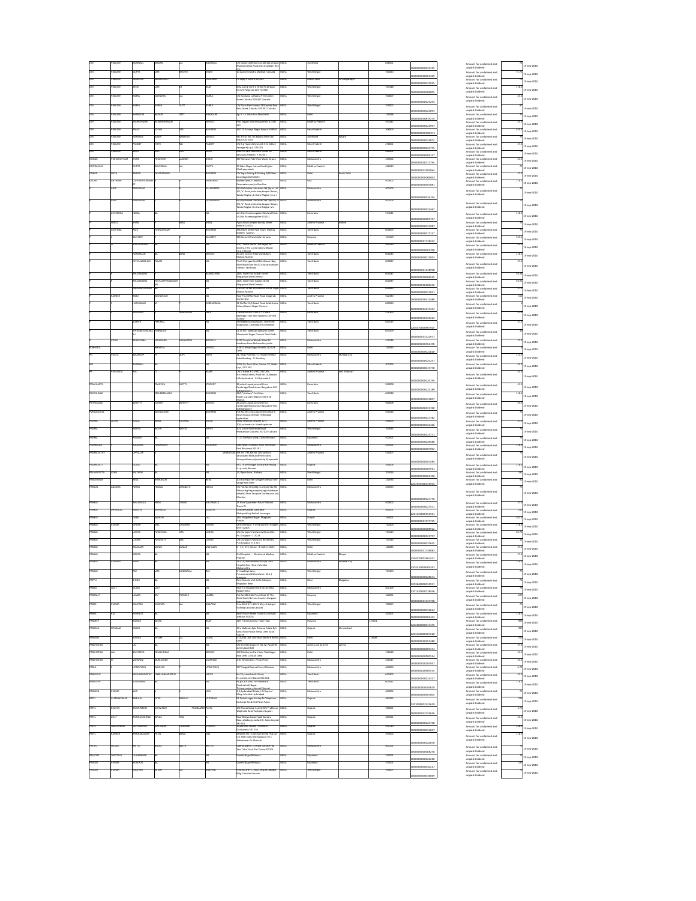| | | | | | | | | | | | | | | | | |
|---|---|---|---|---|---|---|---|---|---|---|---|---|---|---|---|---|
| OM | PRAKASH | AGARWAL | MADAN | | LAL | AGARWAL | C/o Goyal Collections Jail Market,Hirapur Dhanbad Dhanbad 826001 | INDIA | Jharkhand | | 826001 | 0000000000002215 | Amount for unclaimed and unpaid dividend | 75 | 15-sep-2010 |
| OM | PRAKASH | GUPTA | LATE | | BHUTTU | SHAW | 30 Aratoon Chambers Madhab Calcutta | INDIA | West Bengal | | 700020 | 0000000000061369 | Amount for unclaimed and unpaid dividend | 75.75 | 15-sep-2010 |
| OM | PRAKASH | JHUNJHUNWALA | | | | | 35 Bagla K Shirbhi 1/1 Jaipur | INDIA | Jaipur | Sri Ganganagar | | 0000000000013939 | Amount for unclaimed and unpaid dividend | 75 | 15-sep-2010 |
| OM | PRAKASH | JOSHI | LATE | | SH | RAM | Kria Gram & Del T G Office Pa Birbijpur Dist 24 Parganas W.B 743318 | INDIA | West Bengal | | 743318 | 0000000000008905 | Amount for unclaimed and unpaid dividend | 118.5 | 15-sep-2010 |
| OM | PRAKASH | SABRA | KANHEYA | | LAL | SABRA | C/o Kanhaiya Lal Sabra P-35 Cotton Street Calcutta 700 007 Calcutta | INDIA | West Bengal | | 700007 | 0000000000012294 | Amount for unclaimed and unpaid dividend | 63.4 | 15-sep-2010 |
| OM | PRAKASH | SABRA | SURAJ | | DUTT | SABRA | C/o Paras Ram Somani 183,Hasina Ram Bahu Street, Calcutta 700 007 Calcutta | INDIA | West Bengal | | 700007 | 0000000000023093 | Amount for unclaimed and unpaid dividend | 8 | 15-sep-2010 |
| OM | PRAKASH | BHANDURI | MADAN | | DATT | BHANDURI | Ag -7 / 1a Vikas Puri New Delhi | INDIA | Delhi | | 110018 | 0000000011879274 | Amount for unclaimed and unpaid dividend | 75 | 15-sep-2010 |
| OM | PRAKASH | MAHESHWARI | SH.MADHUSHWARI | | | SERVICE | Post Segaon Dist.Khargone (m.p.) 451 442 | INDIA | Madhya Pradesh | | 451442 | 0000000000022997 | Amount for unclaimed and unpaid dividend | 63.4 | 15-sep-2010 |
| OM | PRAKASH | MALIK | SOHAN | | LAL | BUSINESS | 37/270 Ashiana Nagar Kanpur 208003 | INDIA | Uttar Pradesh | | 208003 | 0000000000000215 | Amount for unclaimed and unpaid dividend | 355.5 | 15-sep-2010 |
| OM | PRAKASH | NARAYAN | ALAKH | | NARAYAN | SERVICE | Sec-3/c Qr No 238 Bokaro Steel City Bokaro 827003 | INDIA | Jharkhand | Bokaro | | 0000000000033872 | Amount for unclaimed and unpaid dividend | 75 | 15-sep-2010 |
| OM | PRAKASH | PANDEY | TIRTH | | RAJ | PANDEY | C/o Raj Charan Ashyat Amit 515 Kalkam Azamgarh u.p - 276 001 | INDIA | Uttar Pradesh | | 276001 | 0000000000023775 | Amount for unclaimed and unpaid dividend | 57.1 | 15-sep-2010 |
| OM | PRAKASH | TRIPATHI | LATE | | | | C/o Sh Umesh Tripathi Kanpur Rd Sahabadra Pilibhit U P 262001 | INDIA | Uttar Pradesh | | 262001 | 0000000000000107 | Amount for unclaimed and unpaid dividend | 75 | 15-sep-2010 |
| OMKAR | PURUSHOTTAM | KHAIR | PURUSHOTTAM | | LAXMAN | KHAIR | 282 Somwar Peth Khair Wada Satara | INDIA | Maharashtra | | 415001 | 0000000000012294 | Amount for unclaimed and unpaid dividend | 63.4 | 15-sep-2010 |
| OMPRAKASH | | GUPTA | GOVINDRA | | LAL | GUPTA | 39 Saket Nagar Indore Road Ujjain Madhyapradesh | INDIA | Madhya Pradesh | | 456010 | 0000000010212794 | Amount for unclaimed and unpaid dividend | 75 | 15-sep-2010 |
| ONKAR | NATH | ANAND | JAGDANAND | | | BUSINESS | C/o Sagar Sailing & Printing B/90 Wea Karol Bagh Delhi Delhi | INDIA | Delhi | North Delhi | | 0000013083004 | Amount for unclaimed and unpaid dividend | 57.1 | 15-sep-2010 |
| ONUR | SATHSUM | SATHYAGAMURTHI M | | | | SATHYAGAMURTHI | Address New 17 Ashok St Coimbatore Jamuna Road Erode | INDIA | | | 638001 | 0000000000000022 | Amount for unclaimed and unpaid dividend | 118.5 | 15-sep-2010 |
| | ANIL | PRAKASHAR | | | | PALANIAPPA | M/s Kailashdas Industries Ltd,(pb.m.) F/ 3/1,"a" Road,m.i.d.c Area,tarapur Boisar, Taluka Palghar,dt.thane Palghar (m.s.) | INDIA | Maharashtra | | 401506 | 0000000000007881 | Amount for unclaimed and unpaid dividend | 75 | 15-sep-2010 |
| | ANIL | PRAKASHAR | | | | PALANIAPPA | M/s Kailashdas Industries Ltd,(pb.m.) F/ 3/1,"a" Road,m.i.d.c Area,tarapur Boisar, Taluka Palghar,Dt.thane Palghar M.s. | INDIA | Maharashtra | | 401506 | 0000000000026294 | Amount for unclaimed and unpaid dividend | 75 | 15-sep-2010 |
| | DEVENDRA | INDRA | | | | | Jain Patel Parameshwari Bantwal Taluk S K Dist Parameshwari 574231 | INDIA | Karnataka | | 574231 | 0000000000033662 | Amount for unclaimed and unpaid dividend | 118.5 | 15-sep-2010 |
| | FIAZ | KHAN | | | BABA | KHAN | Pyaru Khal Complex Karada Street Nellore 524001 | INDIA | Andhra Pradesh | Nellore | | 0000000000005797 | Amount for unclaimed and unpaid dividend | 75 | 15-sep-2010 |
| | GOVINDA | RAJU | PONNUSWAMY | | | BUSINESS | 35A Mount Street Park Town Madras 600003 Madras | INDIA | Tamil Nadu | | 600003 | 0000000000033887 | Amount for unclaimed and unpaid dividend | 75 | 15-sep-2010 |
| | | SACHDEV | | | | SACHDEV | 335 Sector 8 Panchkula Haryana | INDIA | Haryana | | 134109 | 0000000000011157 | Amount for unclaimed and unpaid dividend | 355.5 | 15-sep-2010 |
| | | SHRIVASTAVA | | | | | F-37 Trilanga Sector 3&G Jagannath Society Flat 7/21 Lalita Colony Bhopal (m.p.) Bhopal | INDIA | Madhya Pradesh | | 462039 | 0000000011718232 | Amount for unclaimed and unpaid dividend | 63.4 | 15-sep-2010 |
| | | NATARAJAN | | | BANU | SERVICE | 41 Jain Colony West Mambalam Madras Madras | INDIA | Tamil Nadu | | 600033 | 0000000000030708 | Amount for unclaimed and unpaid dividend | 118.5 | 15-sep-2010 |
| | | NITHYALAKSHMI | PALANI | | | | Plot 5 Murugan Kovil Street,Kumar Nag Main Road Door No 12 Valasaravakkam Chennai Tamilnadu | INDIA | Tamil Nadu | | 600087 | 0000000000011053 | Amount for unclaimed and unpaid dividend | 57.1 | 15-sep-2010 |
| | | BHUVANARAI | | | | RAMACHAND | 13/6, Station Post Kalakar Street Nagapathu West Chennai | INDIA | Tamil Nadu | | 600097 | 0000000011118998 | Amount for unclaimed and unpaid dividend | 99.2 | 15-sep-2010 |
| | | BHUVANARAI | RAMACHANDRAPRABHAKAR | | | | 13/6, Station Post Kalakar Street Nagapathu West Chennai | INDIA | Tamil Nadu | | 600097 | 0000000010068525 | Amount for unclaimed and unpaid dividend | 99.2 | 15-sep-2010 |
| | | BHUVANESHWARI | | | | | 9 North Street 4th Avenue Ashok Nagar Madras Madras | INDIA | Tamil Nadu | | 600083 | 0000000010208236 | Amount for unclaimed and unpaid dividend | 57.1 | 15-sep-2010 |
| | RAMESH | BABU | RAGHAVALU | | | | Near Post Office Main Road Duggirala Guntur Dist | INDIA | Andhra Pradesh | | 522330 | 0000000000027001 | Amount for unclaimed and unpaid dividend | 166 | 15-sep-2010 |
| | | HARIHARAN | | | | SUBRAMANIA | 12 Old No.53/1 Beach Road Kalakshetra Colony Besant Nagar Chennai | INDIA | Tamil Nadu | | 600090 | 0000000010312689 | Amount for unclaimed and unpaid dividend | 75 | 15-sep-2010 |
| | | NARASIMA | | | MURUGAN | | Pradakshin Ad 27455 7 Pd Main Jayalaga Cross Near Nalanda Convent Tumkur | INDIA | Karnataka | | 572103 | 0000000002217233 | Amount for unclaimed and unpaid dividend | 57.1 | 15-sep-2010 |
| | | SURESH | PERUMAL | | | | 95d Neelikonampalayam 2nd Street Singanallur Coimbatore Coimbatore | INDIA | Tamil Nadu | | 641015 | 0000000000032222 | Amount for unclaimed and unpaid dividend | 57.1 | 15-sep-2010 |
| | | THIRUNAVUKKARASU | PONNAIAH | | | | A 15 Shri Seethaalvi Sekharar Street Maraimalai Nagar Chennai Tamil Nadu | INDIA | Tamil Nadu | | 603209 | 1204370000967925 | Amount for unclaimed and unpaid dividend | 8 | 15-sep-2010 |
| | VIJAY | SRIKRISHNA | SADANAND | | HAMBARNE | BHOSALE | E-185 Sunshree Woods Nibm Rd Kondhwa Pune Maharashtra,india | INDIA | Maharashtra | | 411048 | 0000000014722977 | Amount for unclaimed and unpaid dividend | 57.1 | 15-sep-2010 |
| PARKATIA | | | MEHATIA | | | SERVICE | K-28 Ex Nanaji Nagar Kalkaji Delhi 110 023 Delhi | INDIA | Delhi | | 110023 | 0000000006961396 | Amount for unclaimed and unpaid dividend | 75 | 15-sep-2010 |
| | KUSAL | SWAROOP | | | GOPI | NATH | 11, Vikas Plot 560, S.k. Road Chembur Naka Bombay - 71 Bombay | INDIA | Maharashtra | Mumbai City | | 0000000000022810 | Amount for unclaimed and unpaid dividend | 112.2 | 15-sep-2010 |
| | | AGARWAL | | | | | 1024-56, Arun Vihar, Sector -37, Noida (u.p.) 201 303 | INDIA | Uttar Pradesh | | 201303 | 0000000000032257 | Amount for unclaimed and unpaid dividend | 63.4 | 15-sep-2010 |
| | PRASADA | RAO | | | | RAMA | C/o V.kailash B 2 290/17/A2/So, Srs.reddy Colony, Road No.13, Banjara Hills Hyderabad -34 Hyderabad | INDIA | Andhra Pradesh | East Godavari | | 0000000000017770 | Amount for unclaimed and unpaid dividend | 63.4 | 15-sep-2010 |
| PRAVASANTH | | | PRABHUA | | SHETTY | STUDENT | 33,udaya,layout,second Cross Cambridge Road,ulsoor Bangalore-560 008 Bangalore | INDIA | Karnataka | | 560008 | 0000000000032294 | Amount for unclaimed and unpaid dividend | 63.4 | 15-sep-2010 |
| PARVESHAN | | | PERUMBAMAHA | | | BUSINESS | 26/E, Vadahapur 3 (no)Main Road,r.a.puram Madras-600 028 Madras | INDIA | Tamil Nadu | | 600028 | 0000000000021189 | Amount for unclaimed and unpaid dividend | 118.5 | 15-sep-2010 |
| PAYAMMALA | | SHETTY | SURESH | | SHETTY | SERVICE | 33,udaya,layout,second Cross Cambridge Road,ulsoor Bangalore-560 008 Bangalore | INDIA | Karnataka | | 560008 | 0000000000024897 | Amount for unclaimed and unpaid dividend | 63.4 | 15-sep-2010 |
| PVENUGOPAL | | | RAGHAVAIAH | | | BUSINESS | Flat No.305 Vikas Apartments Dharm Karan Road,ameerpet Hyderabad Hyderabad | INDIA | Andhra Pradesh | | 500016 | 0000000000013190 | Amount for unclaimed and unpaid dividend | 75 | 15-sep-2010 |
| PADMA | LATHA | KOLLA | RAMA | | KRISHNA | KOLLA | 9-11-11 Flat A-59, Kailash Enclave Mig-a,sirimedha,ta Visakhapatnam | INDIA | Andhra Pradesh | | 530003 | 0000000000027782 | Amount for unclaimed and unpaid dividend | 57.1 | 15-sep-2010 |
| PADMA | | MEHTA | NAVIN | | MEHTA | HWIFE | 30-d Deshi Madhuripur Road Bhowanipur Calcutta 700 025 Calcutta | INDIA | West Bengal | | 700025 | 0000000000012466 | Amount for unclaimed and unpaid dividend | 75 | 15-sep-2010 |
| PADMA | | RAMANI | | | | | F-177 Subhash Marg C Scheme Jaipur | INDIA | Rajasthan | | 302001 | 0000000000023771 | Amount for unclaimed and unpaid dividend | 75 | 15-sep-2010 |
| PADMAKAR | | JOGLEKAR | CHANDRAKANT | | | JOGLEKAR | Joglekarwadi Joshiwadi Malod Hanumanji Park Bhusawal 425201 | INDIA | Maharashtra | | 425201 | 0000000000036588 | Amount for unclaimed and unpaid dividend | 118.5 | 15-sep-2010 |
| PADMAMURTHY | | UPPULURI | | | | VENKATARAMAN | 25th sec.7/45,Rd.No.12G,venkata Saraswathi Block,dollflow Estates Narayanpet,nugu,vijayawda Ap Vijayawada | INDIA | Andhra Pradesh | | 520007 | 0000000000027602 | Amount for unclaimed and unpaid dividend | 75 | 15-sep-2010 |
| PADMAKANT | | BUDDAI | | | | | 18/2 Pralna Nagar Society Karelibaug Vijay road, Baroda | INDIA | Gujarat | | 390018 | 0000000000007494 | Amount for unclaimed and unpaid dividend | 118.5 | 15-sep-2010 |
| PALAMDORTA | CHIN | MATHEW | | | | | 17, Ripon Lane, Kolkata | INDIA | West Bengal | | 700016 | 0000000000032911 | Amount for unclaimed and unpaid dividend | 299 | 15-sep-2010 |
| PANCHARAN | | BERA | RAMDHUN | | | BERA | 103 Pahrhar Ber Village Pahrhpur Ber Village New Delhi | INDIA | Delhi | | 110074 | 0000000010062296 | Amount for unclaimed and unpaid dividend | 8 | 15-sep-2010 |
| PANKAJ | ANANDA | PATKAR | PANKAJ | | ANANTH | PATKAR | C/o Flat No.301,bldg.no.25 plot No.38, Mhada Hig Hig,complex,opp.chandivali (mhada) Near Taraporvi Garden,mul. (w) Mumbai | INDIA | Maharashtra | | 400093 | 1203390000133994 | Amount for unclaimed and unpaid dividend | 75 | 15-sep-2010 |
| PANKAJ | | AHLUWALIA | PREM | | CHAND | AHLUWALIA | 37 Nand Apartment Pasoli Pakhadi Thane W | INDIA | Maharashtra | | 400602 | 0000000000027776 | Amount for unclaimed and unpaid dividend | 57.1 | 15-sep-2010 |
| PANKAJ | DHIRAJLAL | BHATTIA | DHIRAJLAL | | | BHATTIA | Ambler Kuthat Giri Near Mahanakhapi Behrah Jamnagar | INDIA | Gujarat | | 361001 | 0000000000027571 | Amount for unclaimed and unpaid dividend | 186 | 15-sep-2010 |
| PANKAJ | | GABA | RAMESH | | | LAL | 996 Hargobind Nagar Phagwara Punjab | INDIA | Punjab | | 144401 | 1201130000151561 | Amount for unclaimed and unpaid dividend | 362.5 | 15-sep-2010 |
| PANKAJ | KUMAR | GHOSH | ANIL | | CHANDRA | GHOSH | Vill-krishnapur P.O.Hanspal Dist-hooghly W.B 712405 | INDIA | West Bengal | | 712405 | 0000000011977730 | Amount for unclaimed and unpaid dividend | 118.5 | 15-sep-2010 |
| PANKAJ | | LODHA | PUNSHODA | | DAS | LODHA | C/o Durgapur Hardwares Benachity Po- Durgapur - 713213 | INDIA | West Bengal | | 713213 | 0000000000038912 | Amount for unclaimed and unpaid dividend | 86.75 | 15-sep-2010 |
| PANKAJ | | LODHA | PURSHOTT | | DAS | LODHA | C/o Durgapur Hardwares Benachity P.o.durgapur 713 213 | INDIA | West Bengal | | 713213 | 0000000000021737 | Amount for unclaimed and unpaid dividend | 38 | 15-sep-2010 |
| PANKAJ | | MANGLANI | ASHOK | | KUMAR | MANGLANI | P - 11 / 171 , Sector - 8 , Rohini , Delhi | INDIA | Delhi | | 110085 | 0000000000022625 | Amount for unclaimed and unpaid dividend | 57.1 | 15-sep-2010 |
| PANKAJ | | MEHTA | | | | | Civil Hospital Khurmail Madhya Pradesh | INDIA | Madhya Pradesh | Bhopal | | 0000000011279083 | Amount for unclaimed and unpaid dividend | 57.1 | 15-sep-2010 |
| PANKAJ | PURNIMA | SHAH | | | | | F-13/14, Golden Hills Bus Opp Com Hospital Rom (East) Mumbai Maharashtra | INDIA | Maharashtra | Mumbai City | | 1204370000967421 | Amount for unclaimed and unpaid dividend | 118.5 | 15-sep-2010 |
| PANKAJ | | RAY | LATE | | SUNDARLAL | RAY | 11 Enami Apercane P.o.asansol,distt.burdwan ( W.b.) Burdwan | INDIA | West Bengal | | 713303 | 1203310000005342 | Amount for unclaimed and unpaid dividend | 75 | 15-sep-2010 |
| PAPPU | | SINGH | NA | | | NA | Near Gauraha Vikas Kala Adampur Bhagalpur Bihar | INDIA | Bihar | Bhagalpur | | 0000000000028674 | Amount for unclaimed and unpaid dividend | 75 | 15-sep-2010 |
| PARAG | LALIT | KUMAR | LALIT | | | NA | Near S.k Hospital Ward No 16 Kota Rajpal Kota | INDIA | Rajasthan | | 302120 | 1203840000012951 | Amount for unclaimed and unpaid dividend | 75 | 15-sep-2010 |
| PARAKHIT | | LAMBA | NA | | PARKASH | LAMBA | Flat No.5861 Ath Floor Block 17 The Close South Nirvana Country Gurgaon Haryana India | INDIA | Haryana | | 122001 | 1201320000719536 | Amount for unclaimed and unpaid dividend | 226 | 15-sep-2010 |
| PARAS | KUMAR | DHELPAN | SHRAVAN | | LAL | DHELPAN | 4 Kalakhari P.r-102/1 Mig. 2 Jatagur Building Calcutta Calcutta | INDIA | West Bengal | | 700007 | 0000000011126798 | Amount for unclaimed and unpaid dividend | 75 | 15-sep-2010 |
| PARAS | RAJ | BHOHDOI | NA | | | NA | Bade Kuvan Street Gandhi Ka Mohalla Jodhpur 342001 | INDIA | Rajasthan | | 342001 | 0000000000036644 | Amount for unclaimed and unpaid dividend | 118.5 | 15-sep-2010 |
| PARDEEP | | KUMAR | BASAU | | | RAM | 119, Friends Colony, Hisar Hisar | INDIA | Haryana | | 125001 | 0000000000006434 | Amount for unclaimed and unpaid dividend | 969 | 15-sep-2010 |
| PARMANK | SITARAM | BAKAR | NA | | | NA | D/o Malliwan Apts Shriyansi Estate B/h Dadu Niwa House Ahmedabad Gujarat | INDIA | Gujarat | Ahmedabad | | 1202680000127875 | Amount for unclaimed and unpaid dividend | 386 | 15-sep-2010 |
| PAROOGI | | KUMAR | SHYAM | | LAL | GOYAL | C-15 565 (82) 2nd Floor Sector 8 Rohini Delhi | INDIA | Delhi | | 110085 | 1203320000307220 | Amount for unclaimed and unpaid dividend | 796 | 15-sep-2010 |
| PARSHOTAM | | LAL | NA | | | NA | C/o Shri Shiv Dogra H. No. 52, Panjtirthi Jammu Kashmir | INDIA | Jammu and Kashmir | Jammu | | 0000000010315680 | Amount for unclaimed and unpaid dividend | 57.1 | 15-sep-2010 |
| PARSHOTAM | | SACHDEVA | T.SACHDEVA | | | SERVICE | 102 Shakterpur Park Near Tilak Nagar New Delhi 110018 Delhi | INDIA | Delhi | | 110018 | 0000000000005374 | Amount for unclaimed and unpaid dividend | 63.4 | 15-sep-2010 |
| PARSHOTAM | | CHAWHAN | MURLIDHAR | | | CHAWHAN | G-32 Nestud Cptu Pimpri Pune | INDIA | Maharashtra | | 411017 | 0000000000P00014 | Amount for unclaimed and unpaid dividend | 63.4 | 15-sep-2010 |
| PARUL | | UPADHYAYA | SANJEEV | | | UPADHYAYA | 157 Sadgadi Samuel Street Mumbai | INDIA | Maharashtra | | 400009 | 0000000010287937 | Amount for unclaimed and unpaid dividend | 6.7 | 15-sep-2010 |
| PARVATHY | | KRISHNAMURTHY | SUBRAMANIAMURTHY | | | HWIFE | No.35 ramachandra Road, R.s.puram,coimbatore 641 002 | INDIA | Tamil Nadu | | 641002 | 0000000020990514 | Amount for unclaimed and unpaid dividend | 63.4 | 15-sep-2010 |
| PARVATHI | | SUNDARAM | | | | | No.g-4, Rail Rest, First Seahbura Road,subodh Nagar Thiruvanmiyur,chennai Chennai | INDIA | Tamil Nadu | | 600041 | 0000000000032017 | Amount for unclaimed and unpaid dividend | 118.5 | 15-sep-2010 |
| PARVEEN | KUMAR | JAIN | NA | | | NA | 6-6,hyderabad Estate,1,Chlagaoni Marg, Mumbai Hyderabad | INDIA | Maharashtra | | 400006 | 0000000000005629 | Amount for unclaimed and unpaid dividend | 75 | 15-sep-2010 |
| PATEL | SURESHKUMAR | BABULAL | PATEL | | BABULAL | LOTIRAM | 31 Prabhunagar Society Nr Telephone Exchange Tal & Dist Patan Patan | INDIA | Gujarat | | 384265 | 0000000000007005 | Amount for unclaimed and unpaid dividend | 226 | 15-sep-2010 |
| PATEL | BHAVIN | SHAKWINBHAI | ASHWINBH | | POONJABHAI | PATEL | A/8 Bhavna Samaj Society B/h Prabhuna Shaghodia Road Vadodara Gujarat | INDIA | Gujarat | | 390001 | 1201090000332619 | Amount for unclaimed and unpaid dividend | 6.7 | 15-sep-2010 |
| PATEL | DILIP | RAMANLALSINHA | NEVA | | KESE | | Near Matiya Kumari Vadi Kamama Bazar,Lilbdupa,radad Dt. Kaira Gujarat 387 620 | INDIA | Gujarat | | 387001 | 1201200000122626 | Amount for unclaimed and unpaid dividend | 63.4 | 15-sep-2010 |
| PATEL | HARESHBHAI | GOVINDBHAI | GOVINDBH | | TULSIBHAI | STUDENT | 25 Dinbeed Society Primbhaw Chikhanivala 395 750 | INDIA | Gujarat | | 395760 | 0000000000021738 | Amount for unclaimed and unpaid dividend | 118.5 | 15-sep-2010 |
| PATEL | RAMESH | BHAGWADASS | PATEL | | BABA | LAL | Bunglow No. 6,navjivan Co Op Hsg.soc Ltd. Near Giatra Vidhyalaya,r.t.o Ankleshwar Dt. Bharuch | INDIA | Gujarat | | 393002 | 0000000000022607 | Amount for unclaimed and unpaid dividend | 118.5 | 15-sep-2010 |
| PATEL | RAJAN | MATTU | AFUDA | | MATTU | MATTU | Slum Archangdo Tal Tham Taralita Path Tam Taluo Vasai Dist Thane 401201 | INDIA | Maharashtra | | 401201 | 0000000000023870 | Amount for unclaimed and unpaid dividend | 75 | 15-sep-2010 |
| PAUCHHE | PHETTALL | LGAHAMAN | NA | | | NA | Gandhi Nagar Bhilwara | INDIA | Rajasthan | | 311001 | 0000000000008276 | Amount for unclaimed and unpaid dividend | 75 | 15-sep-2010 |
| PAWAN | KUMAR | BURIWAL | NA | | | NA | Gandhi Nagar Bhilwara | INDIA | Rajasthan | | 311001 | 0000000000026210 | Amount for unclaimed and unpaid dividend | 226 | 15-sep-2010 |
| PAWAN | KUMAR | DHELPAN | SHYAM | | LAL | DHELPAN | 4 Kalakhari P.r.-102/1 Mig.xi Jatagur Bldg. Calcutta Calcutta | INDIA | West Bengal | | 700007 | 0000000000008217 | Amount for unclaimed and unpaid dividend | 75 | 15-sep-2010 |
| | | | | | | | | | | | | 0000000000036669 | | | |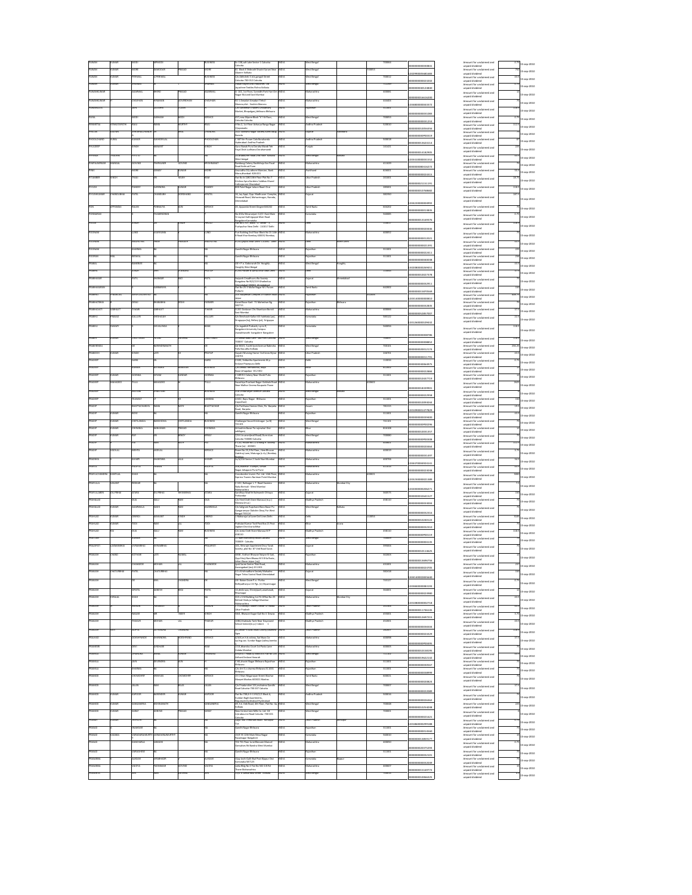| Investor First Name | Investor Middle Name | Investor Last Name | Father/Husband First Name | Father/Husband Middle Name | Father/Husband Last Name | Address | Country | State | District | Pin Code | Folio Number | Investment Type | Amount Due | Proposed Date of Transfer to IEPF |
|---|---|---|---|---|---|---|---|---|---|---|---|---|---|---|
| PANKAJ | KUMAR | MODI | APMODI | | BUSINESS | 8c 19B,ash Lake Sector II Calcutta Calcutta | INDIA | West Bengal | | 700064 | 0000000000030831 | Amount for unclaimed and unpaid dividend | 0.75 | 15-sep-2010 |
| PANKAJ | KUMAR | MODI | MANOHAR | PRASAD | MODI | 41 Block E Debendra Bhavan Sarani Near Alipore Kolkata | INDIA | West Bengal | | 700053 | 1202990000581683 | Amount for unclaimed and unpaid dividend | 75 | 15-sep-2010 |
| PANKAJ | KUMAR | PERIWAL | CPERIWAL | | BUSINESS | C/o Abhishek F 8 b ganguli Street Calcutta 700 012 Calcutta | INDIA | West Bengal | | 700012 | 0000000000032022 | Amount for unclaimed and unpaid dividend | 63.75 | 15-sep-2010 |
| PANKAJ | KUMAR | SHARMA | | | | | INDIA | West Bengal | | 712233 | 00000000PO123840 | Amount for unclaimed and unpaid dividend | 0.75 | 15-sep-2010 |
| PANKAJKUMAR | | AGARWAL | BHIRO | PRASAD | AGARWAL | B-303, Sai Plaza, Sarvodaya Park Hari Om Nagar Mulund East Mumbai | INDIA | Maharashtra | | 400081 | 0000000016616200 | Amount for unclaimed and unpaid dividend | 3 | 15-sep-2010 |
| PANKAJKUMAR | | CHOHAN | HIRAMAN | GOVERDHAN | CHOHAN | NO 2 Amartari Amodari Tehsil Manmur | INDIA | Maharashtra | | 424005 | 1204000000043372 | Amount for unclaimed and unpaid dividend | 75 | 15-sep-2010 |
| PANKAJKUMAR | | JAIN | | | | Bhilwara | INDIA | Rajasthan | | 311001 | | Amount for unclaimed and unpaid dividend | 118.5 | 15-sep-2010 |
| PANNA | | MODI | | | SERVICE | | INDIA | West Bengal | | 700003 | 0000000000031083 | Amount for unclaimed and unpaid dividend | 0.75 | 15-sep-2010 |
| PANNEERU | VENKATAPATHI | RAJU | | | RAJU | | INDIA | Andhra Pradesh | | 533003 | 0000000000031253 | Amount for unclaimed and unpaid dividend | 112.5 | 15-sep-2010 |
| | | | | | | | INDIA | Gujarat | | | 0000000001056356 | Amount for unclaimed and unpaid dividend | 75 | 15-sep-2010 |
| PHOOLCHAND | KUMAR | GOURIVALLAL | | | PHOOLCHAND | Hyderabad Andhra Pradesh | INDIA | Andhra Pradesh | | 500018 | 00000000PO0019 | Amount for unclaimed and unpaid dividend | 81 | 15-sep-2010 |
| PHULDEEP | | SINGH | MANJEET | | SINGH | | INDIA | Punjab | | 141421 | 0000000013624114 | Amount for unclaimed and unpaid dividend | 225 | 15-sep-2010 |
| PIJUSH | | | | | | West Bengal | INDIA | West Bengal | | | 0000000014182905 | Amount for unclaimed and unpaid dividend | 63.75 | 15-sep-2010 |
| PIMPALNERKAR | SHAILA | GOVIND | PIMPALNER | GOVIND | KRISHNARAO | Road Kothrud Pune | INDIA | Maharashtra | | 411029 | 0000000000016272 | Amount for unclaimed and unpaid dividend | 75 | 15-sep-2010 |
| PINKI | | MORE | SANJAY | KUMAR | MORE | Dhanbad | INDIA | Jharkhand | | 826001 | 0000000000024015 | Amount for unclaimed and unpaid dividend | 73.5 | 15-sep-2010 |
| PITAMBER | SINGH | TYAGI | | | | Indirapuram Ghaziabad | INDIA | Uttar Pradesh | | 201001 | 0000000021131191 | Amount for unclaimed and unpaid dividend | 18.75 | 15-sep-2010 |
| PIYUSH | | PANDEY | SURENDRA | KUMAR | PANDEY | | INDIA | Uttar Pradesh | | 285001 | 0000000010768682 | Amount for unclaimed and unpaid dividend | 118.5 | 15-sep-2010 |
| PIYUSHKUMAR | CHANDUBHAI | PATEL | CHANDUBHAI | | PATEL | Ahmedabad | INDIA | Gujarat | | 382350 | 1204120000040990 | Amount for unclaimed and unpaid dividend | 187.5 | 15-sep-2010 |
| PON | APPARAJU | RAJAN | PONNIAYA | | SERVICE | | INDIA | Tamil Nadu | | 600002 | 0000000000033835 | Amount for unclaimed and unpaid dividend | 75 | 15-sep-2010 |
| PONNAVAN | | | RAMANNA | | | Bangalore Karnataka | INDIA | Karnataka | | 560085 | 0000000001169376 | Amount for unclaimed and unpaid dividend | 0.75 | 15-sep-2010 |
| POOJA | | SINGH | | | | New Delhi | INDIA | Delhi | | 110017 | 0000000000020406 | Amount for unclaimed and unpaid dividend | 118.5 | 15-sep-2010 |
| POONAM | | LUND | | | LUND | Bombay | INDIA | Maharashtra | | 400052 | 0000000000012021 | Amount for unclaimed and unpaid dividend | 75 | 15-sep-2010 |
| POONAM | | AGGARWAL | | | | | INDIA | Uttar Pradesh | | | 0000000000021391 | Amount for unclaimed and unpaid dividend | 63.75 | 15-sep-2010 |
| POONAM | | SHARMA | | | | Gandhi Nagar Bhilwara | INDIA | Rajasthan | | 311001 | 0000000000022411 | Amount for unclaimed and unpaid dividend | 225 | 15-sep-2010 |
| POONAM | BAL | BEVAL | | | | Gandhi Nagar Bhilwara | INDIA | Rajasthan | | 311001 | 0000000000024008 | Amount for unclaimed and unpaid dividend | 225 | 15-sep-2010 |
| PRABAL | | BANERJEE | | | | Hooghly West Bengal | INDIA | West Bengal | Hooghly | | 1203800000206451 | Amount for unclaimed and unpaid dividend | 63.75 | 15-sep-2010 |
| PRABHAT | | SINGH | | | | Delhi | INDIA | Delhi | | 110093 | 0000000000027378 | Amount for unclaimed and unpaid dividend | 67.5 | 15-sep-2010 |
| PRABHAKAR | | PATEL | SHANKAR | | PATEL | Ahmedabad | INDIA | Gujarat | Ahmedabad | | 0000000000032911 | Amount for unclaimed and unpaid dividend | 75 | 15-sep-2010 |
| PRABHAKARAN | | | SUBRAMANI | | | Pollachi | INDIA | Tamil Nadu | | 642001 | 0000000015870569 | Amount for unclaimed and unpaid dividend | 150 | 15-sep-2010 |
| PRABHU | DAYAL | | | | | Jaipur | INDIA | Rajasthan | | 302002 | 1201410000000810 | Amount for unclaimed and unpaid dividend | 626.25 | 15-sep-2010 |
| PRABHATIRAM | | DENU | BHAGIRATHA | | PARMAR | Bhilwara | INDIA | Rajasthan | Bhilwara | | 0000000000032835 | Amount for unclaimed and unpaid dividend | 75 | 15-sep-2010 |
| PRABHAVATI | SAMBHAJI | TIWARI | SAMBHAJI | | TIWARI | East Mumbai | INDIA | Maharashtra | | 400060 | 0000000052857027 | Amount for unclaimed and unpaid dividend | 37.5 | 15-sep-2010 |
| PRABHU | PRASAD | BALLURI | SHESHAIAH | | BALLURI | Siruguppa (tq), Bellary (dt), Siruguppa | INDIA | Karnataka | | 583121 | 1201260000109432 | Amount for unclaimed and unpaid dividend | 22.5 | 15-sep-2010 |
| PRABHU | SWAMY | | SHIVALINGA | | | Bangalore | INDIA | Karnataka | | 560056 | 0000000000004786 | Amount for unclaimed and unpaid dividend | 118.5 | 15-sep-2010 |
| PRADIP | KUMAR | CHATTERJEE | PASAD | | CHATTERJEE | Calcutta | INDIA | West Bengal | | 700037 | 0000000000008852 | Amount for unclaimed and unpaid dividend | 118.5 | 15-sep-2010 |
| PRABIRENDU | | DE | NARENDRANATH | | DE | Kolkata | INDIA | West Bengal | | 700101 | 0000000000012174 | Amount for unclaimed and unpaid dividend | 235.25 | 15-sep-2010 |
| PRADEEP | KUMAR | SINGH | | | PRATAP | | INDIA | Uttar Pradesh | | 244901 | 0000000000011791 | Amount for unclaimed and unpaid dividend | 63.75 | 15-sep-2010 |
| PRADEEP | | GARG | | | GARG | Pitampura Delhi | INDIA | Delhi | | 110034 | 0000000000069975 | Amount for unclaimed and unpaid dividend | 0.75 | 15-sep-2010 |
| PRADEEP | | | | | | | INDIA | Gujarat | | 412002 | 0000000000022884 | Amount for unclaimed and unpaid dividend | 3 | 15-sep-2010 |
| PRADEEP | KUMAR | GOENKA | SHYAM | SUNDAR | GOENKA | Bhilwara | INDIA | Rajasthan | | 311001 | 0000000010337719 | Amount for unclaimed and unpaid dividend | 15 | 15-sep-2010 |
| PRADEEP | BHAGWAN | TELI | MAHADEO | | TELI | Near Malkar Cinema Naupada Thane | INDIA | Maharashtra | | 400602 | 0000000018339901 | Amount for unclaimed and unpaid dividend | 1625 | 15-sep-2010 |
| PRADEEP | | MUKHIM | | | | Calcutta | INDIA | West Bengal | Kolkata | | 0000000000022958 | Amount for unclaimed and unpaid dividend | 75 | 15-sep-2010 |
| PRADEEP | | PAHADIA | | | LODHA | Bapu Nagar Bhilwara (Rajasthan) | INDIA | Rajasthan | | 311001 | 0000000010090604 | Amount for unclaimed and unpaid dividend | 150 | 15-sep-2010 |
| PRADIP | | BHATTACHARYA | RANA | NATH | BHATTACHARYA | C/o Panthana Homes Distt Barpeta Road, Barpeta | INDIA | Assam | | 781315 | 1201090001377829 | Amount for unclaimed and unpaid dividend | 19.5 | 15-sep-2010 |
| PRADIP | KUMAR | BOSE | | | | Gandhi Nagar Bhilwara | INDIA | Rajasthan | | 311001 | 0000000000039600 | Amount for unclaimed and unpaid dividend | 63.75 | 15-sep-2010 |
| PRADIP | KUMAR | CHITLANGIA | BANSHIDHAR | | CHITLANGIA | Chakdaha House Krishnanagar | INDIA | West Bengal | | 741101 | 00000000PO0296 | Amount for unclaimed and unpaid dividend | 75 | 15-sep-2010 |
| PRADIP | KUMAR | CHINDIA | MANOHAR | PRASAD | CHINDIA | At-kashim Bazar Po-raghopur Dist-sahibganj | INDIA | Bihar | | 816108 | 0000000010031357 | Amount for unclaimed and unpaid dividend | 15 | 15-sep-2010 |
| PRADIP | KUMAR | ROY | | BINOY | | Calcutta 700080 Calcutta | INDIA | West Bengal | | 700080 | 00000000PO0308 | Amount for unclaimed and unpaid dividend | 75 | 15-sep-2010 |
| PRADIP | | | | | | Thane (w) - 400601 | INDIA | Maharashtra | | 400601 | 0000000000032464 | Amount for unclaimed and unpaid dividend | 1125 | 15-sep-2010 |
| PRADIP | KANTILAL | MEHTA | KANTILAL | | SERVICE | Vakhlraj Lane, Matunga (c.rly) Bombay | INDIA | Maharashtra | | 400019 | 0000000000031497 | Amount for unclaimed and unpaid dividend | 6.75 | 15-sep-2010 |
| PRADNYA | | BHIDE | RAJARAM | | | Vashi Navi Mumbai | INDIA | Maharashtra | | 400703 | 1204370000014311 | Amount for unclaimed and unpaid dividend | 54 | 15-sep-2010 |
| PRAFUL | | | | | | Nagar Jalagaon Pune | INDIA | Maharashtra | | 411013 | 0000000000023038 | Amount for unclaimed and unpaid dividend | 0.75 | 15-sep-2010 |
| PRAFULCHANDRA | KANTILAL | SHAH | | | | Express Towers Nariman Point Mumbai | INDIA | Maharashtra | | 400021 | 1201320000021389 | Amount for unclaimed and unpaid dividend | 3000 | 15-sep-2010 |
| PRAFULLA | VASANT | PEDGAOKAR | | | | Naka Borivali - West Mumbai Maharashtra | INDIA | Maharashtra | Mumbai City | | 1202000000206271 | Amount for unclaimed and unpaid dividend | 7.5 | 15-sep-2010 |
| PRAHLADBHAI | | SITARA | | | SITARA | Gandhinagar | INDIA | Gujarat | | 382725 | 0000000002941527 | Amount for unclaimed and unpaid dividend | 150 | 15-sep-2010 |
| PRAHLAD | | OJHA | KALU | | OJHA | Mansaur (m.p.) | INDIA | Madhya Pradesh | | 458110 | 0000000000033004 | Amount for unclaimed and unpaid dividend | 75 | 15-sep-2010 |
| PRAHLAD | KUMAR | AGARWALA | | | AGARWALA | Bengal 733124 | INDIA | West Bengal | Kolkata | | 0000000000012016 | Amount for unclaimed and unpaid dividend | 75 | 15-sep-2010 |
| PRAHLAD | KUMAR | OBEROI | BASANT | SINGH | OBEROI | Delhi | INDIA | Delhi | | 110052 | 0000000010240122 | Amount for unclaimed and unpaid dividend | 5185 | 15-sep-2010 |
| PRAHLAD | KUMAR | MODI | | | MODI | Jogbani Dist Araria Bihar | INDIA | Bihar | Araria | | 0000000000012010 | Amount for unclaimed and unpaid dividend | 75 | 15-sep-2010 |
| PRAHLAD | | OJHA | KALU | | BUSINESS | Mansaur (m.p.) | INDIA | Madhya Pradesh | | 458110 | 00000000PO0119 | Amount for unclaimed and unpaid dividend | 118.5 | 15-sep-2010 |
| PRAHLAD | | RAM | | | | Calcutta | INDIA | West Bengal | | 700009 | 0000000000000139 | Amount for unclaimed and unpaid dividend | 75 | 15-sep-2010 |
| PRAJAPATI | CHAMANBHAI | | | | PRAJAPATI | | INDIA | Gujarat | | 390001 | 0000000010113625 | Amount for unclaimed and unpaid dividend | 75 | 15-sep-2010 |
| PRAKASH | CHAND | KOTHARI | | | | Jaipur | INDIA | Rajasthan | | 302003 | 0000000013696756 | Amount for unclaimed and unpaid dividend | 12 | 15-sep-2010 |
| PRAKASH | | CHANDGUDE | MOHAN | | CHANDGUDE | Aurangabad | INDIA | Maharashtra | | 431001 | 0000000000024705 | Amount for unclaimed and unpaid dividend | 234 | 15-sep-2010 |
| PRAKASH | CHATURBHAI | PATEL | CHATURBHAI | | | Ahmedabad | INDIA | Gujarat | | 382418 | 1304140002033630 | Amount for unclaimed and unpaid dividend | 150 | 15-sep-2010 |
| PRAKASH | | | | | | | INDIA | Rajasthan | | 333127 | 1203440000083393 | Amount for unclaimed and unpaid dividend | 75 | 15-sep-2010 |
| PRAKASH | | BPATEL | | | PATEL | Bhavnagar | INDIA | Gujarat | | 364001 | 0000000000023960 | Amount for unclaimed and unpaid dividend | 12 | 15-sep-2010 |
| PRAKASH | HIRALAL | SHAH | | | | Behind Hinduja College Mumbai Maharashtra | INDIA | Maharashtra | Mumbai City | | 1203800000002718 | Amount for unclaimed and unpaid dividend | 63.75 | 15-sep-2010 |
| PRAKASH | | MANDAL | | | | Uttar Pradesh | INDIA | Uttar Pradesh | | 201301 | 0000000011766145 | Amount for unclaimed and unpaid dividend | 63.75 | 15-sep-2010 |
| PRAKASH | | NAGAR | | | | Dewas | INDIA | Madhya Pradesh | | 455001 | 0000000012697315 | Amount for unclaimed and unpaid dividend | 5.25 | 15-sep-2010 |
| PRAKASH | | THAKUR | MOHAN | LAL | THAKUR | Indore | INDIA | Madhya Pradesh | | 452001 | 0000000000046504 | Amount for unclaimed and unpaid dividend | 63.75 | 15-sep-2010 |
| PRAKASH | | GUPTA | | | GUPTA | Agra | INDIA | Uttar Pradesh | | 282001 | 0000000000024329 | Amount for unclaimed and unpaid dividend | 118.5 | 15-sep-2010 |
| PRALHAD | | DESHPANDE | | | DESHPANDE | Sundar Nagar, kalina, kemba | INDIA | Maharashtra | | 400098 | 00000000PO0035 | Amount for unclaimed and unpaid dividend | 67.5 | 15-sep-2010 |
| PRAMEELA | | DEVI | | | | Colaba Mumbai | INDIA | Maharashtra | | 400005 | 0000000016518199 | Amount for unclaimed and unpaid dividend | 75 | 15-sep-2010 |
| PRAMILA | | | | | | Ashram Enclave Howrah | INDIA | West Bengal | | 711102 | 0000000019622132 | Amount for unclaimed and unpaid dividend | 63.75 | 15-sep-2010 |
| PRAMILA | | JAIN | DEVENDRA | | JAIN | Bhilwara | INDIA | Rajasthan | | 311001 | 0000000000032567 | Amount for unclaimed and unpaid dividend | 75 | 15-sep-2010 |
| PRAMILA | | SHARMA | | | | Bhilwara | INDIA | Rajasthan | | 311001 | 0000000000038899 | Amount for unclaimed and unpaid dividend | 75 | 15-sep-2010 |
| PRAMOD | | CHOWDHARY | SRINIVAS | | CHOWDHARY | Mount Madras 600021 Madras | INDIA | Tamil Nadu | | 600021 | 0000000000020824 | Amount for unclaimed and unpaid dividend | 75 | 15-sep-2010 |
| PRAMOD | | JALAN | | | JALAN | Road Calcutta 700 007 Calcutta | INDIA | West Bengal | | 700007 | 0000000000032089 | Amount for unclaimed and unpaid dividend | 67.5 | 15-sep-2010 |
| PRAMOD | KUMAR | KAPOOR | NARENDER | KUMAR | KAPOOR | Begumpet Hyderabad | INDIA | Andhra Pradesh | | 500016 | 0000000000026262 | Amount for unclaimed and unpaid dividend | 75 | 15-sep-2010 |
| PRAMOD | KUMAR | GANGARAMKA | BISHWANATH | | GANGARAMKA | Kolkata | INDIA | West Bengal | | 700048 | 0000000010250048 | Amount for unclaimed and unpaid dividend | 225 | 15-sep-2010 |
| PRAMOD | KUMAR | SARAF | GOWIND | PRASAD | SARAF | Calcutta | INDIA | West Bengal | | 700001 | 0000000000021621 | Amount for unclaimed and unpaid dividend | 75 | 15-sep-2010 |
| PRAMOD | KUMAR | | | | | | INDIA | Uttar Pradesh | Mirzapur | | 1201860000299188 | Amount for unclaimed and unpaid dividend | 0.75 | 15-sep-2010 |
| PRAMOD | | PAMECHA | | | | Gandhi Nagar Bhilwara | INDIA | Rajasthan | | 311001 | 0000000010013560 | Amount for unclaimed and unpaid dividend | 75 | 15-sep-2010 |
| PRASAD | | | | | | Bangalore | INDIA | Karnataka | | 560022 | 0000000013805177 | Amount for unclaimed and unpaid dividend | 75 | 15-sep-2010 |
| PRASAD | | | GANDHI | | | Mumbai | INDIA | Maharashtra | | 400050 | 0000000000375293 | Amount for unclaimed and unpaid dividend | 0.75 | 15-sep-2010 |
| PRASAD | | | | | | Gandhi Nagar Bhilwara | INDIA | Rajasthan | | 311001 | 0000000000032321 | Amount for unclaimed and unpaid dividend | 75 | 15-sep-2010 |
| PRASANNA | | | | | | Karnataka | INDIA | Karnataka | Bijapur | | 0000000000032089 | Amount for unclaimed and unpaid dividend | 75 | 15-sep-2010 |
| PRASANNA | | SALVIA | | GOVIND | SALVIA | Thane Maharashtra | INDIA | Maharashtra | | 400607 | 0000000011169772 | Amount for unclaimed and unpaid dividend | 75 | 15-sep-2010 |
| PRASANTA | | | | | | Kolkata | INDIA | West Bengal | | 700023 | 0000000010066429 | Amount for unclaimed and unpaid dividend | 67 | 15-sep-2010 |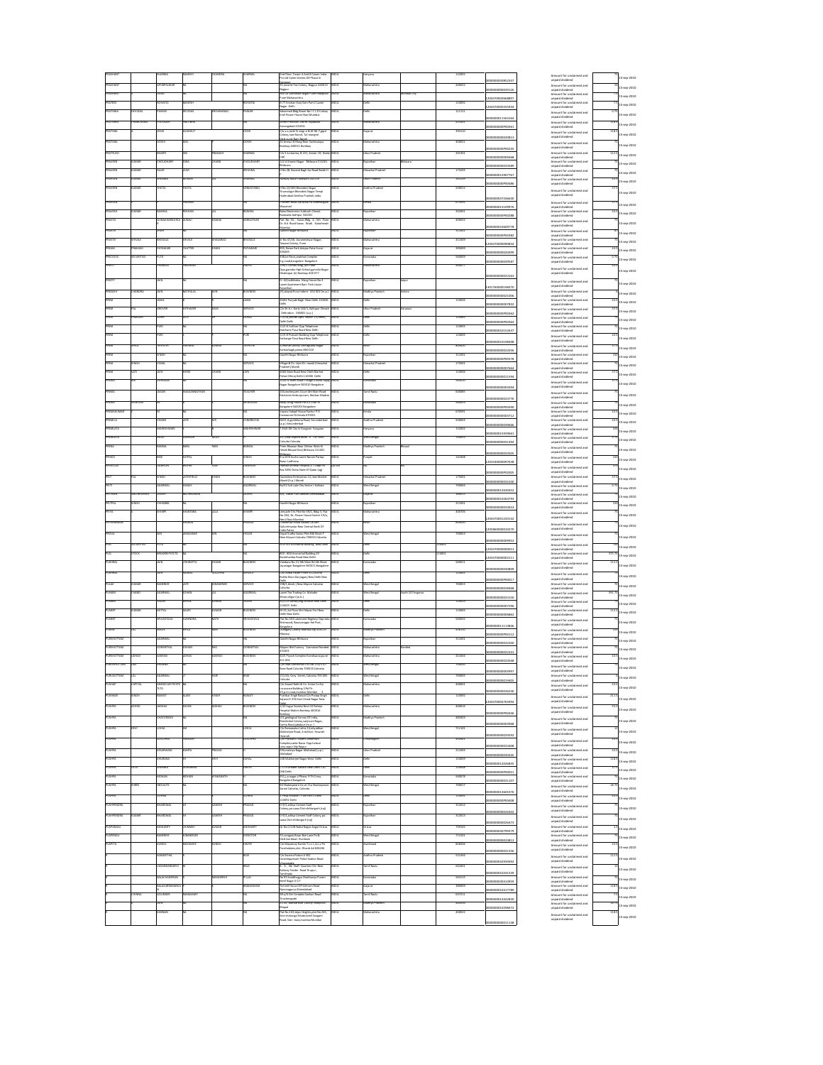| First Name | Middle Name | Last Name | Father/Husband First Name | Father/Husband Middle Name | Father/Husband Last Name | Address | Country | State | District | Pin Code | Folio Number | Investment Type | Amount | Proposed Date of Transfer to IEPF |
|---|---|---|---|---|---|---|---|---|---|---|---|---|---|---|
| PRASHANT | | SHARMA | MAHESH | CHANDRA | SHARMA | 2nd Floor Tower-E,Unit B Canon India Pvt Ltd Cyber Greens DLF Phase III Gurgaon | INDIA | Haryana | | 122002 | 0000000000095237 | Amount for unclaimed and unpaid dividend | 7 | 15-sep-2010 |
| PRASHANT | | UPPALWAR | | | | 25,Income Tax Colony, Nagpur 440022 Nagpur | INDIA | Maharashtra | | 440022 | 0000000000099026 | Amount for unclaimed and unpaid dividend | 24 | 15-sep-2010 |
| PRASHANT | | VAIDYA | | | NA | | INDIA | Maharashtra | Mumbai City | | 1204370000468897 | Amount for unclaimed and unpaid dividend | 7 | 15-sep-2010 |
| PRATEEK | | ROHATGI | MANISH | | ROHATGI | B-77 Kirshan Kunj Extn Part 2 Laxmi Nagar Delhi | INDIA | Delhi | | 110092 | 1204370000565944 | Amount for unclaimed and unpaid dividend | 7 | 15-sep-2010 |
| PRATIBHA | DEVIDAS | PAWAR | DEVIDAS | KRISHNARAO | PAWAR | | INDIA | Delhi | | 111111 | 0000000001364364 | Amount for unclaimed and unpaid dividend | 0.7 | 15-sep-2010 |
| PRATIBHA | | | | | NA | | INDIA | Maharashtra | | | 00000000P00361 | Amount for unclaimed and unpaid dividend | 118.3 | 15-sep-2010 |
| PRATIBHA | | JOSHI | SUDHIR | | JOSHI | | INDIA | Gujarat | | 396110 | 0000000000020813 | Amount for unclaimed and unpaid dividend | 118.3 | 15-sep-2010 |
| PRATIBHA | | JOSHI | | | | | INDIA | Maharashtra | | 400021 | 00000000P00235 | Amount for unclaimed and unpaid dividend | 7 | 15-sep-2010 |
| PRATYUSH | | BHARTI | | | SHARMA | | INDIA | Uttar Pradesh | | 201301 | 0000000000009468 | Amount for unclaimed and unpaid dividend | 112.7 | 15-sep-2010 |
| PRAVEEN | KUMAR | CHOUDHARY | | | CHOUDHARY | | INDIA | Rajasthan | Bhilwara | | 0000000000033589 | Amount for unclaimed and unpaid dividend | 7 | 15-sep-2010 |
| PRAVEEN | KUMAR | GAUR | | | KRISHNA | | INDIA | Himachal Pradesh | | 175001 | 0000000012907767 | Amount for unclaimed and unpaid dividend | 7 | 15-sep-2010 |
| PRAVEEN | KUMAR | | | | | | INDIA | Uttar Pradesh | | | 00000000P00886 | Amount for unclaimed and unpaid dividend | 63.7 | 15-sep-2010 |
| PRAVEEN | KUMAR | | | | | | INDIA | Andhra Pradesh | | 500015 | 0000000007266600 | Amount for unclaimed and unpaid dividend | 57.4 | 15-sep-2010 |
| PRAVEEN | | | | | | | INDIA | Orissa | | | 0000000013129976 | Amount for unclaimed and unpaid dividend | 57.4 | 15-sep-2010 |
| PRAVEEN | KUMAR | BANSAL | | | BANSAL | | INDIA | Rajasthan | | 342001 | 00000000P00288 | Amount for unclaimed and unpaid dividend | 63.7 | 15-sep-2010 |
| PRAVIN | | | | | | | INDIA | Maharashtra | | 400093 | 0000000010469778 | Amount for unclaimed and unpaid dividend | 7 | 15-sep-2010 |
| PRAVIN | | | | | | | INDIA | Rajasthan | | 311001 | 00000000P00382 | Amount for unclaimed and unpaid dividend | 7 | 15-sep-2010 |
| PRAVIN | | BHOSALE | | | BHOSALE | | INDIA | Maharashtra | | 411009 | 1204370000090834 | Amount for unclaimed and unpaid dividend | 7 | 15-sep-2010 |
| PREM | PRAKASH | | | | | | INDIA | Gujarat | | 395003 | 0000000000020499 | Amount for unclaimed and unpaid dividend | 63.7 | 15-sep-2010 |
| PRECIOUS | SECURITIES | PLTD | | | NA | | INDIA | Karnataka | | 560009 | 0000000000039587 | Amount for unclaimed and unpaid dividend | 0.7 | 15-sep-2010 |
| PREETI | | | | | | | INDIA | Maharashtra | | | 0000000000007363 | Amount for unclaimed and unpaid dividend | 63.7 | 15-sep-2010 |
| PREETI | | JAIN | | | | | INDIA | Rajasthan | Jaipur | | 1301760000198370 | Amount for unclaimed and unpaid dividend | 7 | 15-sep-2010 |
| PRAKASH | CHANDRA | JAIN | | | BUSINESS | | INDIA | Madhya Pradesh | Indore | | 0000000000021006 | Amount for unclaimed and unpaid dividend | 7 | 15-sep-2010 |
| PREM | | | | | | | INDIA | Delhi | | 110026 | 0000000000007832 | Amount for unclaimed and unpaid dividend | 63.7 | 15-sep-2010 |
| PREM | PAL | GROVER | | | SERVICE | | INDIA | Uttar Pradesh | Varanasi | | 00000000P00362 | Amount for unclaimed and unpaid dividend | 57.4 | 15-sep-2010 |
| PREM | | | | | | | INDIA | Delhi | | 110005 | 00000000P00364 | Amount for unclaimed and unpaid dividend | 7 | 15-sep-2010 |
| PREM | | PURI | | | | | INDIA | Delhi | | 110005 | 0000000010312637 | Amount for unclaimed and unpaid dividend | 7 | 15-sep-2010 |
| PREM | | PURI | | | PURI | | INDIA | Delhi | | 110005 | 0000000010198698 | Amount for unclaimed and unpaid dividend | 63.7 | 15-sep-2010 |
| PREM | | | | | | | INDIA | Maharashtra | | | 0000000000022036 | Amount for unclaimed and unpaid dividend | 57.4 | 15-sep-2010 |
| PREM | | SINGH | | | | | INDIA | Rajasthan | | 311001 | 00000000P00378 | Amount for unclaimed and unpaid dividend | 196 | 15-sep-2010 |
| PREM | | | | | SERVICE | | INDIA | Himachal Pradesh | | 175001 | 0000000000007664 | Amount for unclaimed and unpaid dividend | 7 | 15-sep-2010 |
| PREM | | JAIN | | | JAIN | | INDIA | Delhi | | 110006 | 0000000000011594 | Amount for unclaimed and unpaid dividend | 57.4 | 15-sep-2010 |
| PREMA | | | | | | | INDIA | Karnataka | | 560032 | 0000000000006494 | Amount for unclaimed and unpaid dividend | 57.4 | 15-sep-2010 |
| PREMA | | | | | TEACHER | | INDIA | Tamil Nadu | | 600085 | 0000000000022779 | Amount for unclaimed and unpaid dividend | 7 | 15-sep-2010 |
| PREMA | | | | | | | INDIA | Karnataka | | 560003 | 00000000P00390 | Amount for unclaimed and unpaid dividend | 7 | 15-sep-2010 |
| PREMACHANDRAN | | | | | | | INDIA | Kerala | | 670591 | 0000000000000712 | Amount for unclaimed and unpaid dividend | 63.7 | 15-sep-2010 |
| PREMALA | | | | | | | INDIA | Andhra Pradesh | | 500003 | 0000000000039666 | Amount for unclaimed and unpaid dividend | 63.7 | 15-sep-2010 |
| PREMLATA | | | | | | | INDIA | Haryana | | 122002 | 0000000015929661 | Amount for unclaimed and unpaid dividend | 525 | 15-sep-2010 |
| PREMLATA | | | | | | | INDIA | West Bengal | | 700001 | 0000000000031494 | Amount for unclaimed and unpaid dividend | 0.7 | 15-sep-2010 |
| PRERNA | | BANSAL | BABU | RAM | BANSAL | | INDIA | Madhya Pradesh | Bhopal | | 0000000000003505 | Amount for unclaimed and unpaid dividend | 7 | 15-sep-2010 |
| PRINCE | | | | | SINGH | | INDIA | Punjab | | 141008 | 1202760000097638 | Amount for unclaimed and unpaid dividend | 196 | 15-sep-2010 |
| PRISCILLA | | | | | | | INDIA | Haryana | | | 00000000P00305 | Amount for unclaimed and unpaid dividend | 7 | 15-sep-2010 |
| PRIT | PAL | SINGH | | | BUSINESS | | INDIA | Himachal Pradesh | | 175001 | 0000000000031000 | Amount for unclaimed and unpaid dividend | 57.4 | 15-sep-2010 |
| PRITI | | AGARWAL | | | AGARWAL | | INDIA | West Bengal | | 700064 | 0000000012634652 | Amount for unclaimed and unpaid dividend | 0.7 | 15-sep-2010 |
| PRITHIVIN | | | | | | | INDIA | Gujarat | | | 0000000012265793 | Amount for unclaimed and unpaid dividend | 7 | 15-sep-2010 |
| PRITIPAL | SINGH | | | | | | INDIA | Rajasthan | | 311001 | 0000000000036653 | Amount for unclaimed and unpaid dividend | 196 | 15-sep-2010 |
| PRIYA | | SHEMPI | | | SHEMPI | | INDIA | Maharashtra | | 400056 | 1204370001222142 | Amount for unclaimed and unpaid dividend | 7 | 15-sep-2010 |
| PRIYADARSHINI | | | | | | | INDIA | Karnataka | | | 1205860000010270 | Amount for unclaimed and unpaid dividend | 7 | 15-sep-2010 |
| PRIYA | | SEN | | | | | INDIA | West Bengal | | 700053 | 0000000000009512 | Amount for unclaimed and unpaid dividend | 70 | 15-sep-2010 |
| PSL | SECURITIES | PLTD | | | NA | | INDIA | Delhi | | 110001 | 1204370000000013 | Amount for unclaimed and unpaid dividend | 7 | 15-sep-2010 |
| PSL | STOCK | BROKERS PVTLTD | | | NA | | INDIA | Delhi | | 110001 | 1204370000000111 | Amount for unclaimed and unpaid dividend | 375.76 | 15-sep-2010 |
| PUKHRAJ | | JAIN | | | BUSINESS | | INDIA | Karnataka | | 560011 | 0000000000030809 | Amount for unclaimed and unpaid dividend | 112.7 | 15-sep-2010 |
| PUKHRAJ | | JAIN | | | | | INDIA | Delhi | | 110002 | 00000000P00017 | Amount for unclaimed and unpaid dividend | 7 | 15-sep-2010 |
| PULAK | KUMAR | BANERJEE | | | SERVICE | | INDIA | West Bengal | | 700055 | 0000000000038648 | Amount for unclaimed and unpaid dividend | 7 | 15-sep-2010 |
| PUNAM | CHAND | AGARWAL | | | AGARWAL | | INDIA | West Bengal | South 24 Parganas | | 0000000000024150 | Amount for unclaimed and unpaid dividend | 391.79 | 15-sep-2010 |
| PUNEET | | | | | | | INDIA | Delhi | | 110024 | 0000000000007296 | Amount for unclaimed and unpaid dividend | 7 | 15-sep-2010 |
| PUNEET | KUMAR | MITTAL | | | BUSINESS | | INDIA | Delhi | | 110005 | 0000000000006862 | Amount for unclaimed and unpaid dividend | 112.7 | 15-sep-2010 |
| PUNEET | | SRIVASTAVA | | | SRIVASTAVA | | INDIA | Karnataka | | 560032 | 0000000011113836 | Amount for unclaimed and unpaid dividend | 7 | 15-sep-2010 |
| PURAN | | | | | | | INDIA | Madhya Pradesh | | | 00000000P00112 | Amount for unclaimed and unpaid dividend | 221 | 15-sep-2010 |
| PURSHOTTAM | | AGARWAL | | | NA | | INDIA | Rajasthan | | 311001 | 0000000000032260 | Amount for unclaimed and unpaid dividend | 7 | 15-sep-2010 |
| PURSHOTTAM | | SOMANI | | | SOMANI | | INDIA | Maharashtra | Nanded | | 0000000000032511 | Amount for unclaimed and unpaid dividend | 7 | 15-sep-2010 |
| PURSHOTTAM | GIDHRA | | | | | | INDIA | Maharashtra | | 411004 | 0000000000033568 | Amount for unclaimed and unpaid dividend | 63.7 | 15-sep-2010 |
| PURSHOTTAM | | | | | | | INDIA | West Bengal | | | 0000000000030997 | Amount for unclaimed and unpaid dividend | 7 | 15-sep-2010 |
| PURUSOTTAM | | AGARWAL | | | | | INDIA | West Bengal | | 700005 | 0000000000019405 | Amount for unclaimed and unpaid dividend | 7 | 15-sep-2010 |
| PUSHP | CAPITAL | | | | NA | | INDIA | Maharashtra | | 400001 | 0000000000036240 | Amount for unclaimed and unpaid dividend | 63.7 | 15-sep-2010 |
| PUSHKAR | SINGH | | | | | | INDIA | Delhi | | 110092 | 1204370000765994 | Amount for unclaimed and unpaid dividend | 23.17 | 15-sep-2010 |
| PUSHPA | SUDHIR | JADHAV | | | BUSINESS | | INDIA | Maharashtra | | 400016 | 00000000P00406 | Amount for unclaimed and unpaid dividend | 55.7 | 15-sep-2010 |
| PUSHPA | | | | | | | INDIA | Madhya Pradesh | | 482001 | 0000000000000968 | Amount for unclaimed and unpaid dividend | 7 | 15-sep-2010 |
| PUSHPA | DEVI | LOHIA | | | LOHIA | | INDIA | West Bengal | | 711101 | 0000000000029292 | Amount for unclaimed and unpaid dividend | 7 | 15-sep-2010 |
| PUSHPA | | | | | | | INDIA | Rajasthan | | | 0000000000024608 | Amount for unclaimed and unpaid dividend | 63.7 | 15-sep-2010 |
| PUSHPA | | | | | | | INDIA | Uttar Pradesh | | 211003 | 0000000000003536 | Amount for unclaimed and unpaid dividend | 63.7 | 15-sep-2010 |
| PUSHPA | | | | | | | INDIA | Delhi | | 110009 | 0000000010326835 | Amount for unclaimed and unpaid dividend | 118.3 | 15-sep-2010 |
| PUSHPA | | | | | | | INDIA | Delhi | | 110008 | 00000000P00021 | Amount for unclaimed and unpaid dividend | 57.4 | 15-sep-2010 |
| PUSHPA | | | | | | | INDIA | Karnataka | | 560078 | 0000000000011207 | Amount for unclaimed and unpaid dividend | 7 | 15-sep-2010 |
| PUSHPA | | | | | | | INDIA | West Bengal | | 700017 | 0000000013605376 | Amount for unclaimed and unpaid dividend | 18.75 | 15-sep-2010 |
| PUSHPA | | | | | | | INDIA | Delhi | | 110092 | 00000000P00408 | Amount for unclaimed and unpaid dividend | 63.7 | 15-sep-2010 |
| PUSHPENDRA | | KHANDWAL | | | PRASAD | | INDIA | Rajasthan | | 312615 | 0000000000026832 | Amount for unclaimed and unpaid dividend | 7 | 15-sep-2010 |
| PUSHPENDRA | KUMAR | KHANDWAL | | | PRASAD | | INDIA | Rajasthan | | 312615 | 0000000000026673 | Amount for unclaimed and unpaid dividend | 7 | 15-sep-2010 |
| PUSPANJALI | | MOHANTY | | | MOHANTY | | INDIA | Orissa | | 759145 | 0000000000079379 | Amount for unclaimed and unpaid dividend | 14 | 15-sep-2010 |
| PUSPENDU | | BANERJEE | | | DIRECTOR | | INDIA | West Bengal | | 711101 | 0000000000032813 | Amount for unclaimed and unpaid dividend | 7 | 15-sep-2010 |
| PUSPITA | | KUNDU | | | | | INDIA | Jharkhand | | 828206 | 0000000000021356 | Amount for unclaimed and unpaid dividend | 63.7 | 15-sep-2010 |
| R | | | | | | | INDIA | Andhra Pradesh | | 515004 | 0000000012930432 | Amount for unclaimed and unpaid dividend | 112.7 | 15-sep-2010 |
| R | | | | | RAJA | | INDIA | Tamil Nadu | | 641604 | 0000000010241539 | Amount for unclaimed and unpaid dividend | 14 | 15-sep-2010 |
| R | | BALACHANDRAN | | | | | INDIA | Karnataka | | 560016 | 0000000000310959 | Amount for unclaimed and unpaid dividend | 7 | 15-sep-2010 |
| R | | | | | RAMANAN | | INDIA | Gujarat | | 380009 | 0000000010617788 | Amount for unclaimed and unpaid dividend | 118.3 | 15-sep-2010 |
| R | CHINNA | | | | NA | | INDIA | Tamil Nadu | | 637211 | 0000000014342820 | Amount for unclaimed and unpaid dividend | 7 | 15-sep-2010 |
| R | | JAIN | | | | | INDIA | Madhya Pradesh | | 462016 | 0000000010298472 | Amount for unclaimed and unpaid dividend | 18.75 | 15-sep-2010 |
| R | | KANNAN | | | | | INDIA | Maharashtra | | 400022 | 0000000011011138 | Amount for unclaimed and unpaid dividend | 118.3 | 15-sep-2010 |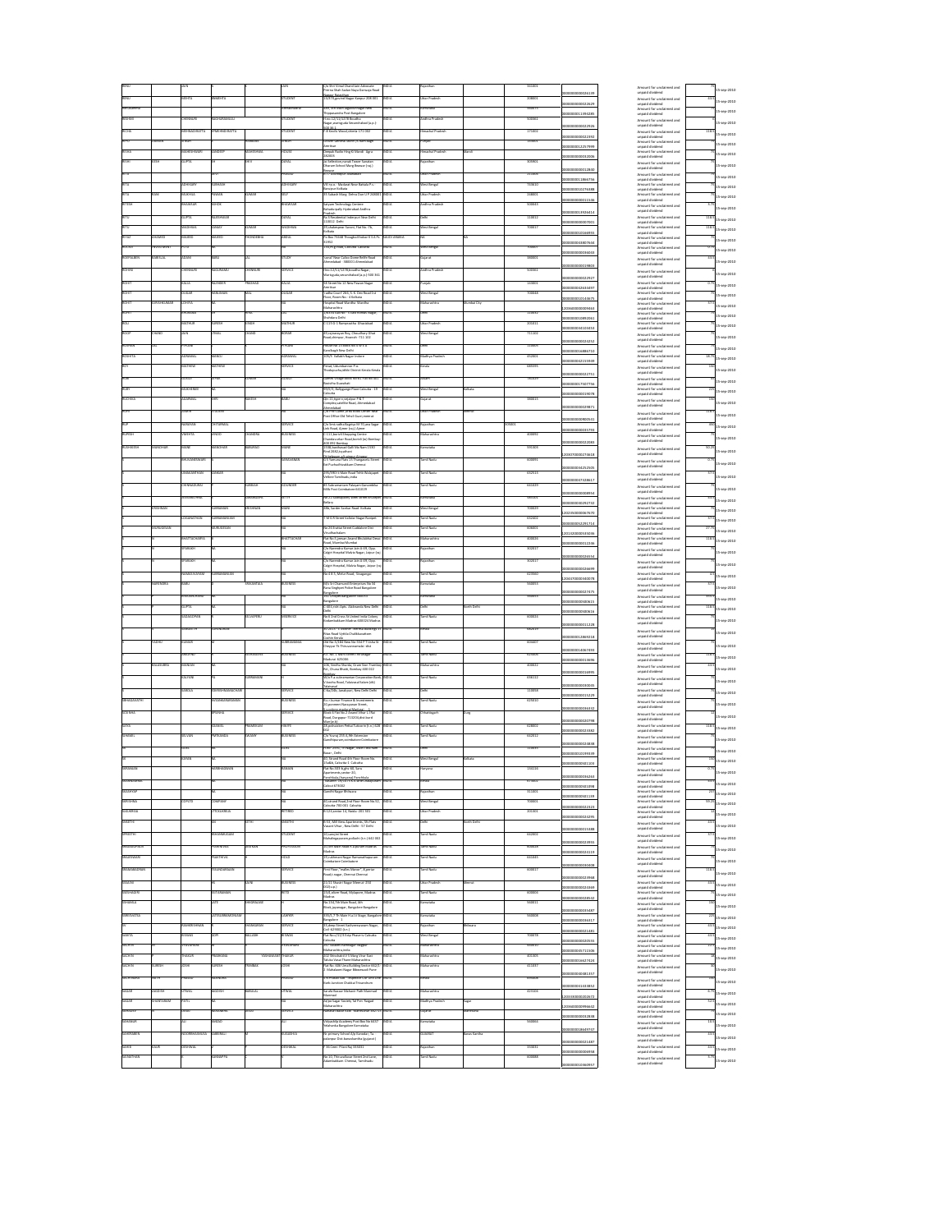| RINU | | JAIN | | | JAIN | C/o Shri Vinod Chand Jain Advocate Prerna Shah Sadan Naya Darwaja Road Bikaner Rajasthan | INDIA | Rajasthan | | 334001 | 0000000000024139 | Amount for unclaimed and unpaid dividend | 75 | 15-sep-2010 |
|---|---|---|---|---|---|---|---|---|---|---|---|---|---|---|
| RINU | | MEHTA | BRAMHETA | | STUDENT | 117/K/Lgovind Nagar Kanpur 208 001 | INDIA | Uttar Pradesh | | 208001 | 0000000000022629 | Amount for unclaimed and unpaid dividend | 63.5 | 15-sep-2010 |
| RISHABHANA | | | | | DHARMAKEMA | 333, 4th Main Jagannivagar New Thippasandra Post Bangalore | INDIA | Karnataka | | 560075 | 0000000011194286 | Amount for unclaimed and unpaid dividend | 75 | 15-sep-2010 |
| RISHAB | | CHOHAN | RNOHBAMBALU | | STUDENT | H.no.12/31/1278 Boudha Nagar,warngasda Secunderabad (a.p.) Sdb.III A | INDIA | Andhra Pradesh | | 500061 | 0000000000022926 | Amount for unclaimed and unpaid dividend | 75 | 15-sep-2010 |
| RITA | | BHINHAGATTA | PTIRHINHATTA | | STUDENT | P.B.Kootla Wood,shimla 171 002 | INDIA | Himachal Pradesh | | 171002 | 0000000000022392 | Amount for unclaimed and unpaid dividend | 118.5 | 15-sep-2010 |
| RITU | SIMRAN | SINGH | | ROMNAR | SINGH | Bhalan Sahedad Baron 21 Ram Bagh Amritsar | INDIA | Punjab | | 143001 | 0000000012577699 | Amount for unclaimed and unpaid dividend | 75 | 15-sep-2010 |
| RITIKA | | MAHESHWARI | SANDEEP | MAHESHWARA | HOUSE | Deepak Radio Hing Ki Mandi Agra 282003 | INDIA | Himachal Pradesh | Mandi | | 0000000000032006 | Amount for unclaimed and unpaid dividend | 75 | 15-sep-2010 |
| RITU | GOSH | GUPTA | NA | SHIV | DAYAL | Jai Sofentim,runak Tower Sanatan Dharam School Marg Beawar (raj.) Beawar | INDIA | Rajasthan | | 305901 | 0000000000012800 | Amount for unclaimed and unpaid dividend | 75 | 15-sep-2010 |
| RITU | | | KEVT | | PRASAD | B-77 Brahmaputra, Ghaziabad | INDIA | Uttar Pradesh | | 201009 | 0000000011866736 | Amount for unclaimed and unpaid dividend | 75 | 15-sep-2010 |
| RITA | | ADHIKARY | SUBRATA | | ADHIKARY | Vill.nr.p.o. Madyadi Near Batala P.s. Narayan Kolkata | INDIA | West Bengal | | 733102 | 0000000010276088 | Amount for unclaimed and unpaid dividend | 75 | 15-sep-2010 |
| RITA | RANI | RAUKHSA | PAVAN | KUMAR | SEAT | 3/5 Sabath Marg, Telma Dun U P 248001 | INDIA | Uttar Pradesh | | 248001 | 0000000000015338 | Amount for unclaimed and unpaid dividend | 75 | 15-sep-2010 |
| RITESH | | BHAWSAR | ASHOK | | BHAWSAR | Satyam Technology Centre Bahadurpally Hyderabad Andhra Pradesh | INDIA | Andhra Pradesh | | 500043 | 0000000013926414 | Amount for unclaimed and unpaid dividend | 5.5 | 15-sep-2010 |
| RITU | | GUPTA | SUDHAKAR | | DAYAL | No 3 Residential Inderpuri New Delhi 110012 Delhi | INDIA | Delhi | | 110012 | 0000000000007001 | Amount for unclaimed and unpaid dividend | 118.5 | 15-sep-2010 |
| RITU | | WADHWA | SANAY | KUMAR | WADHWA | 27,chaktenpur Saroni, Flat No. 7B, Kolkata | INDIA | West Bengal | | 700017 | 0000000010166955 | Amount for unclaimed and unpaid dividend | 118.5 | 15-sep-2010 |
| RIYAZ | AHAMED | MAJEED | MAJEED | PROMDDIN | ABDUL | Po Box 75108 Thougba Khobar K S A 75 31952 | SAUDI ARABIA | NA | | NA | 0000000003807644 | Amount for unclaimed and unpaid dividend | 75 | 15-sep-2010 |
| ROCKEY | INVESTMENT | PLTD | | | NA | 1 Kiyal Road, Cossipur Calcutta | INDIA | West Bengal | | 700002 | 0000000000096043 | Amount for unclaimed and unpaid dividend | 3.75 | 15-sep-2010 |
| ROHITAUBEN | KANTILAL | JODANI | NARG | JAL | STUDY | Sonali Near Calico Dome Relife Road Ahmedabad - 380001 Ahmedabad | INDIA | Gujarat | | 380001 | 0000000000019803 | Amount for unclaimed and unpaid dividend | 63.5 | 15-sep-2010 |
| ROHINI | | CHOHAN | BAGURAMU | CHOHNUR | SERVICE | Hno.12/31/1278,boudha Nagar, Warigsguda,secunderabad (a.p.) 500 361 | INDIA | Andhra Pradesh | | 500361 | 0000000000022927 | Amount for unclaimed and unpaid dividend | 75 | 15-sep-2010 |
| ROHIT | | BAJAJ | BALINDER | PRASAD | BAJAJ | 54 Street No 11 New Power Nagar Amritsar | INDIA | Punjab | | 143001 | 0000000002463497 | Amount for unclaimed and unpaid dividend | 0.75 | 15-sep-2010 |
| ROHIT | | DUGAR | NIHALSINGH | MAL | DUGAR | Radha Court 28/1, S. Des Road 1st Floor, Room No. - 4 Kolkata | INDIA | West Bengal | | 700048 | 0000000010143675 | Amount for unclaimed and unpaid dividend | 75 | 15-sep-2010 |
| ROHIT | SUVERKUMAR | LOHIRA | NA | | NA | Hospital Road Wardha Wardha Maharashtra | INDIA | Maharashtra | Mumbai City | | 1204900000009463 | Amount for unclaimed and unpaid dividend | 57.5 | 15-sep-2010 |
| ROHIT | | KHURANA | NA | KHAI | DAS | 2/d/154 Grenals - II Lala Krishnal Nagar Shahdara Delhi | INDIA | Delhi | | 110032 | 0000000010892061 | Amount for unclaimed and unpaid dividend | 75 | 15-sep-2010 |
| ROLI | | MATHUR | SURESH | SINGH | MATHUR | C-11/12 5 Rampnad Kui Ghaziabad | INDIA | Uttar Pradesh | | 201011 | 0000000010416433 | Amount for unclaimed and unpaid dividend | 75 | 15-sep-2010 |
| ROOP | CHAND | JAIN | VIMAL | CHAND | KUMAR | 69 Jyamnanya Roy, Chaudhary Ghat Road,shimpur, Hoorah -711 102 | INDIA | West Bengal | | 711102 | 0000000000024252 | Amount for unclaimed and unpaid dividend | 75 | 15-sep-2010 |
| ROSHAN | LAL | KAPOOR | NA | | NA | Padamji Kapoor NA 1/8 F.G. Avadhgarh New Delhi | INDIA | Uttar Pradesh | | 110001 | 0000000016886710 | Amount for unclaimed and unpaid dividend | 75 | 15-sep-2010 |
| ROSHNITA | | AGRAWAL | MANOJ | | AGRAWAL | 109/D, Kalabhi Nagar Indore | INDIA | Madhya Pradesh | | 452001 | 0000000021155908 | Amount for unclaimed and unpaid dividend | 18.75 | 15-sep-2010 |
| ROY | | MATHEW | MATHEW | | SERVICE | Pimad, Kalumbanmari P.o. Thodupuzha,Idukki District Kerala Kerala | INDIA | Kerala | | 685595 | 0000000000022751 | Amount for unclaimed and unpaid dividend | 150 | 15-sep-2010 |
| ROY | | DEMAS | RYLE | KUMAR | DEMAS | Bamal Village Basti Ward 1 Far Mr No 1, Baroichal Guwahati | INDIA | Assam | | 781029 | 0000000017507756 | Amount for unclaimed and unpaid dividend | 75 | 15-sep-2010 |
| RUBY | | MUKHERJEE | NA | | NA | 99/1/5, Ballygunge Place Calcutta - 19 Calcutta | INDIA | West Bengal | Kolkata | | 0000000000019078 | Amount for unclaimed and unpaid dividend | 225 | 15-sep-2010 |
| RUCHIKA | | AGARWAL | NA | MAHESH | BABU | 20, 11,tigre's,rajdtuar P & T Complex,satellite Road, Ahmedabad Ahmedabad | INDIA | Gujarat | | 380015 | 0000000000029871 | Amount for unclaimed and unpaid dividend | 150 | 15-sep-2010 |
| RUDI | | SHANTI | PUKHSH | | NA | C/o Tej Kumar Jindal Bhola Chowki Near Post Office Dal Tehsil Gunj meerut | INDIA | Uttar Pradesh | Meerut | | 0000000000980511 | Amount for unclaimed and unpaid dividend | 118.5 | 15-sep-2010 |
| RUP | | NANDWANI | CHITTARMAL | | SERVICE | C/o Smt.radha Bagmar 99 Toran Sagar Jeeh Road, Ajmer (raj.) Ajmer | INDIA | Rajasthan | | 305001 | 0000000000035793 | Amount for unclaimed and unpaid dividend | 450 | 15-sep-2010 |
| RUPESH | | ZAMBHAL | VINOD | CHANDRA | BUSINESS | C-113,kasturi Shopping Centre Chandavarkar Road,borivli (w) Bombay 400 092 Bombay | INDIA | Maharashtra | | 400092 | 0000000000032083 | Amount for unclaimed and unpaid dividend | 75 | 15-sep-2010 |
| RUSHIKESH | MANDHAR | KHAR | MANOHAR | NARAYAN | KHAR | 1588,navbhasad Kalli Mv,Nani 1550 Pimd 2082 Jayahand Bhimjbaran co Siddhan Karnatak | INDIA | Karnataka | | 591305 | 1203370000273618 | Amount for unclaimed and unpaid dividend | 93.25 | 15-sep-2010 |
| S | | BHUVANESWARI | NA | | SUBRAMANIAN | 14/1 Kamaraj Nam 1.V.Thiagarajan Street Sri Purhchirudhkam Chennai | INDIA | Tamil Nadu | | 600091 | 0000000004252505 | Amount for unclaimed and unpaid dividend | 0.75 | 15-sep-2010 |
| S | | CHIKKANNAN | SANKAR | | NA | 490/3/07 A Main Road Tehle Walajapet Vellore Tamilnadu,india | INDIA | Tamil Nadu | | 632513 | 0000000037368617 | Amount for unclaimed and unpaid dividend | 57.5 | 15-sep-2010 |
| S | | CHINNADURAI | | SUBBIAH | GOUNDER | 85 Subramanium Palayam Kanuvelka Hills Post Coimbatore 641019 | INDIA | Tamil Nadu | | 641019 | 0000000000008954 | Amount for unclaimed and unpaid dividend | 75 | 15-sep-2010 |
| S | | DEVARAJ PAUL | | SHANGAYAL | SETTY | No.27 Sadashiv Nagar, Gran Street M Bangalore (bellary) | INDIA | Karnataka | | 583101 | 0000000000092732 | Amount for unclaimed and unpaid dividend | 63.5 | 15-sep-2010 |
| S | KRISHNAN | DHANAN | SUBRAMANIAN | KRISHNAN | SHAH | 28B, Sarder Sankar Road Kolkata | INDIA | West Bengal | | 700029 | 1202350000067670 | Amount for unclaimed and unpaid dividend | 75 | 15-sep-2010 |
| S | | GOGANETRAN | SUBRAMANIAN | | NA | 1 M.S.S Street Kullalur Nagar Ranipet | INDIA | Tamil Nadu | | 632402 | 0000000052291714 | Amount for unclaimed and unpaid dividend | 57.5 | 15-sep-2010 |
| S | GOVINDASAN | | SURUGESAN | | NA | No:29 Krishna Street Cuddalore Dist Viruddhachalam | INDIA | Tamil Nadu | | 606001 | 1201320000543036 | Amount for unclaimed and unpaid dividend | 27.75 | 15-sep-2010 |
| S | | BHATTACHARYA | NA | | BHATTACHAR | Flat No.5,jeevan Anand Bhusaddur Desai Road, Mumbai Mumbai | INDIA | Maharashtra | | 400026 | 0000000000012236 | Amount for unclaimed and unpaid dividend | 118.5 | 15-sep-2010 |
| S | | SPARASH | NA | | NA | C/o Narendra Kumar Jain & Ch. Opp. Colgin Hospital Malvia Nagar, Jaipur (raj | INDIA | Rajasthan | | 302017 | 0000000000026534 | Amount for unclaimed and unpaid dividend | 75 | 15-sep-2010 |
| S | | SPARASH | NA | | NA | C/o Narendra Kumar Jain & Ch. Opp. Colgin Hospital, Malvia Nagar, Jaipur (raj | INDIA | Rajasthan | | 302017 | 0000000000026699 | Amount for unclaimed and unpaid dividend | 75 | 15-sep-2010 |
| S | | NANDHAJUNDAM | SUBRAMANIAN | | NA | No 4 B S, Melur Road, Sivaganga | INDIA | Tamil Nadu | | 623560 | 1204370000340078 | Amount for unclaimed and unpaid dividend | 4.5 | 15-sep-2010 |
| S | NARENDRA | BABU | NA | SRIKANTAIA | BUSINESS | 60 s Sri Chamund Enterprises No 56 Raisa Singhpet Police Road Bangalore Bangalore | INDIA | Karnataka | | 560053 | 0000000000027475 | Amount for unclaimed and unpaid dividend | 57.5 | 15-sep-2010 |
| S | | PAVAGADAKUMAR | NA | | NA | 155, Chikpet Bangalore 560053 Bangalore | INDIA | Karnataka | | 560053 | 0000000000500615 | Amount for unclaimed and unpaid dividend | 450.5 | 15-sep-2010 |
| S | | GUPTA | NA | | NA | C-36 Locksh Apts. Aliknanda New Delhi Delhi | INDIA | Delhi | North Delhi | | 0000000000030613 | Amount for unclaimed and unpaid dividend | 118.5 | 15-sep-2010 |
| S | | RAJAGOPAN | NA | SELVAPERU | BRENCOX | No 6 2nd Cross St United India Colony Kodambakkam Madras 600024 Madras | INDIA | Tamil Nadu | | 600024 | 0000000000011228 | Amount for unclaimed and unpaid dividend | 75 | 15-sep-2010 |
| S | | RAMESHTE | SUNDRAMR | | NA | XI-2/379 / P.O Ramar Theatre Buildings Ist Floor Road Vythlia Choththanam Cochin Kerala | INDIA | Kerala | | 682019 | 0000000012869218 | Amount for unclaimed and unpaid dividend | 75 | 15-sep-2010 |
| S | SUDHU | KUMAR | NA | | SUBRAMANIA | Old No 6/186 New No 99A P T Usha St Cheyyar Tk Thiruvannamalai dist | INDIA | Tamil Nadu | | 604407 | 0000000014067493 | Amount for unclaimed and unpaid dividend | 75 | 15-sep-2010 |
| S | | SAMPATH | NA | SRINIVASAN | BUSINESS | Vill. No.1 Mannivalam Far Nagar Madurai 625006 | INDIA | Tamil Nadu | | 625006 | 0000000013886 | Amount for unclaimed and unpaid dividend | 118.5 | 15-sep-2010 |
| S | BALACHIRA | SHANKAR | NA | | NA | 205, Sindhu Mashu, Gram Gav Thambey Rd., Chunabhatti, Bombay 400 022 Bombay | INDIA | Maharashtra | | 400022 | 0000000000016999 | Amount for unclaimed and unpaid dividend | 63.5 | 15-sep-2010 |
| S | | KALIYAN | NA | SUBRAMANI | NA | W/o P.a subramanian Corporation Bank V.kucha Road, Talaivasal Salem (dt) Talaivasal | INDIA | Tamil Nadu | | 636112 | 0000000000030030 | Amount for unclaimed and unpaid dividend | 75 | 15-sep-2010 |
| S | | SAROLA | NA | SURESHBANAKAKUMAR | SERVICE | C-6a/150, Janakpuri, New Delhi Delhi | INDIA | Delhi | | 110058 | 0000000000015329 | Amount for unclaimed and unpaid dividend | 75 | 15-sep-2010 |
| S | DHANALAKSHI | | SATHAKGANAMANI | | BUSINESS | Bolli Kuntar Finance & Investments 10,panneeri Narayanan Street, Ranganathan Nagar Madurai | INDIA | Tamil Nadu | | 625010 | 0000000000036532 | Amount for unclaimed and unpaid dividend | 75 | 15-sep-2010 |
| S | SUDHIRA | | APRASHA | | SERVICE | Bsnil Ef No.64-2 Sector 5 Ilhai 1 Plot Road, Durgapur-713210,dist.burd dhar(w.b) | INDIA | Chhattisgarh | Durg | | 0000000000020798 | Amount for unclaimed and unpaid dividend | 75 | 15-sep-2010 |
| S | GITIKS | | SARAKIL | PRAKRISHA | HAVEN | 28,pollachiin Pettai Tuticorin (t.n.) 628 002 | INDIA | Tamil Nadu | | 628002 | 0000000000023382 | Amount for unclaimed and unpaid dividend | 118.5 | 15-sep-2010 |
| SA | SINDHEL | SELVAN | PERUMAL | RAJAN | NA | Chr Nunal, 3/3-5,9th Sahnaian Gandhipuram,coimbatore Coimbatore | INDIA | Tamil Nadu | | 641012 | 0000000000024838 | Amount for unclaimed and unpaid dividend | 75 | 15-sep-2010 |
| SA | | LLAS | NA | | LLAS | Plot No-10, 1 Sr-Nagar,, Near Mannam Bazar, Delhi | INDIA | Delhi | | 110093 | 0000000001099339 | Amount for unclaimed and unpaid dividend | 75 | 15-sep-2010 |
| SA | | RAPAN | NA | | NA | 60, Strand Road 4th Floor Room No. 15a&b, Calcutta 1 Calcutta | INDIA | West Bengal | Kolkata | | 0000000000601503 | Amount for unclaimed and unpaid dividend | 150 | 15-sep-2010 |
| SA | | | RAMNAATHAN | | KESAVAN | Flat No.303 Aryan 9th, Sans Apartments,sector 10, Panchkula,haryana Panchkula | INDIA | Haryana | | 134116 | 0000000000036263 | Amount for unclaimed and unpaid dividend | 0.75 | 15-sep-2010 |
| SABANIKAMA | | | NA | | NA | Tadaamni 16/353 Gvr Sh Ayam, Kalaylpam Calicut 673 002 | INDIA | Kerala | | 673002 | 0000000000501898 | Amount for unclaimed and unpaid dividend | 63.5 | 15-sep-2010 |
| SABARAOP | | | NA | | NA | Gandhi Nagar Bhilwara | INDIA | Rajasthan | | 311001 | 0000000000501159 | Amount for unclaimed and unpaid dividend | 225 | 15-sep-2010 |
| SABISHNA | | COPLITE | COMPANY | | NA | 45,strand Road,first Floor Room No.52 Calcutta 700 001 Calcutta | INDIA | West Bengal | | 700001 | 0000000000022323 | Amount for unclaimed and unpaid dividend | 99.25 | 15-sep-2010 |
| SACHDEVA | | | TTOLUNDRA | | RETIRED | H-13,sector 14, Noida 201 301 | INDIA | Uttar Pradesh | | 201301 | 0000000000024299 | Amount for unclaimed and unpaid dividend | 75 | 15-sep-2010 |
| SADHITH | | | NA | SETTI | SADHITH | P-14, 389 Bora Apartments, Sh Flats Vasant Vihar, New Delhi - 57 Delhi | INDIA | Delhi | North Delhi | | 0000000000015348 | Amount for unclaimed and unpaid dividend | 63.5 | 15-sep-2010 |
| SADISTH | | | SHANMUGAM | | STUDENT | 20,saminn Street Mahaleganeam,padistith (s.c.) 642 002 | INDIA | Tamil Nadu | | 642002 | 0000000000029955 | Amount for unclaimed and unpaid dividend | 57.5 | 15-sep-2010 |
| SADAGOPACHA | | | PRAVEENSE | SELVAN | PROFESSION | 20,4th Main Road R.a.puram Madras Madras | INDIA | Tamil Nadu | | 600028 | 0000000000024119 | Amount for unclaimed and unpaid dividend | 75 | 15-sep-2010 |
| SADAMANIAN | | | PRATHEVA | | HOLD | 99 Subenani Nagar Ramanathapuram Coimbatore Coimbatore | INDIA | Tamil Nadu | | 641045 | 0000000000030608 | Amount for unclaimed and unpaid dividend | 75 | 15-sep-2010 |
| SADANANDANAN | | | SESANDARAN | | SERVICE | First Floor, "malhar Nivas", A.gents Road), nagar, Chennai Chennai | INDIA | Tamil Nadu | | 600017 | 0000000002013968 | Amount for unclaimed and unpaid dividend | 118.5 | 15-sep-2010 |
| SADHNI | | | NA | GENE | BUSINESS | 21/11 Shastri Nagar Meerut 250 002(u.p.) | INDIA | Uttar Pradesh | Meerut | | 0000000000024369 | Amount for unclaimed and unpaid dividend | 63.5 | 15-sep-2010 |
| SADHASIBA | | | KUPPANNAN | | RETD | 14/8,abbee Road, Mylapore, Madras Madras | INDIA | Tamil Nadu | | 600004 | 0000000000028542 | Amount for unclaimed and unpaid dividend | 75 | 15-sep-2010 |
| SADASIVLA | | | GEE | RAGIPALLAN | NA | No 174,7th Main Road, 6th Block,jayanagar, Bangalore Bangalore | INDIA | Karnataka | | 560011 | 0000000000015687 | Amount for unclaimed and unpaid dividend | 150 | 15-sep-2010 |
| SAKISVATIKA | | | LETTERSBRAMANYAM | | LAWYER | 393/1,7 Th Main H.a.l.ii Stage, Bangalore Bangalore 3 | INDIA | Karnataka | | 560008 | 0000000000026117 | Amount for unclaimed and unpaid dividend | 225 | 15-sep-2010 |
| SA | | RAGHEVENAN | NA | SHANKARAN | SERVICE | 27,ganga Street Kailasmasam Nagar, Civil 620002 (t.n.) | INDIA | Rajasthan | Bhilwara | | 0000000000021481 | Amount for unclaimed and unpaid dividend | 63.5 | 15-sep-2010 |
| SABITA | | BISWAS | GOPI | BALLABH | BISWAS | Flat No.c21/3 Edip Phase Iv Calcutta Calcutta | INDIA | West Bengal | | 700078 | 0000000000020555 | Amount for unclaimed and unpaid dividend | 63.5 | 15-sep-2010 |
| SACHIN | | PTAVINARA | NA | | DASHRATHA | 101, Sanskriti Nandagar Nagpur Maharashtra,india | INDIA | Maharashtra | | 440015 | 0000000015711506 | Amount for unclaimed and unpaid dividend | 22.5 | 15-sep-2010 |
| SACHIN | | THAKUR | PRABHAND | KISHANAMOH | THAKUR | 302 Shrishakti II S Mary Vihar East Taluka Vasai Thane Maharashtra | INDIA | Maharashtra | | 401305 | 0000000016627424 | Amount for unclaimed and unpaid dividend | 15 | 15-sep-2010 |
| SACHIN | SURESH | JOSHI | SURESH | PRABHA | JOSHI | Flat No. 308 Sneh Building Sector 8c/2 C Mahalaxmi Nagar Bibvewadi Pune | INDIA | Maharashtra | | 411037 | 0000000000481357 | Amount for unclaimed and unpaid dividend | 30 | 15-sep-2010 |
| SACHINDRA | NATH | PRASAD | NARENDRI | | PRASAD | C/o Prakash Dev - Hajapuri Co- Iorer Ltd Bank Junction Cheklad Trivandrum | INDIA | Kerala | | 695606 | 0000000001693852 | Amount for unclaimed and unpaid dividend | 150 | 15-sep-2010 |
| SAGAR | JAGDISH | ATWAL | JAGDISH | BANGLAL | ATWAL | Saraba Bazaar Marhane Path Marmad Marmad | INDIA | Maharashtra | | 423104 | 1201330000020672 | Amount for unclaimed and unpaid dividend | 6.75 | 15-sep-2010 |
| SAGAR | GHANTARAM | PATIL | NA | | NA | 34/pai Sagar Society Tal Pen Raigad Maharashtra | INDIA | Madhya Pradesh | Sagar | | 1203600000996642 | Amount for unclaimed and unpaid dividend | 52.5 | 15-sep-2010 |
| SAGARDAS | | VAJRO | SHANKAR | | DAVSKAS | Kalawati Kavari Patel Talod Bhavnagar Gujarat | INDIA | Gujarat | Bhavnagar | | 0000000000012838 | Amount for unclaimed and unpaid dividend | 75 | 15-sep-2010 |
| SAGNANUR | | | NANJO | | NA | Vidyashilp Academy Post Box No 6457 Yelahanka Bangalore Karnataka | INDIA | Karnataka | | 560064 | 0000000018049747 | Amount for unclaimed and unpaid dividend | 10.5 | 15-sep-2010 |
| SAHEBAKEN | | NOORBHASAHAS | SABIKALI | | BLISHIHUS | At:primary School A/p Kanodar, Ta Palanpur Dist.banaskantha (gujarat) | INDIA | GUJARAT | Banas Kantha | | 0000000000021487 | Amount for unclaimed and unpaid dividend | 63.5 | 15-sep-2010 |
| SAHIB | SOLIR | DESHWAL | NA | | DESHWAL | P 36 Cant. Post Eq 333031 | INDIA | Rajasthan | | 333031 | 0000000000006998 | Amount for unclaimed and unpaid dividend | 63.5 | 15-sep-2010 |
| SAHNATHAN | | | SURAPPA | | NA | No 50, Thiruvalluvar Street 2nd Lane, Adambakkam, Chennai, Tamilnadu | INDIA | Tamil Nadu | | 600088 | 0000000010660957 | Amount for unclaimed and unpaid dividend | 6.75 | 15-sep-2010 |